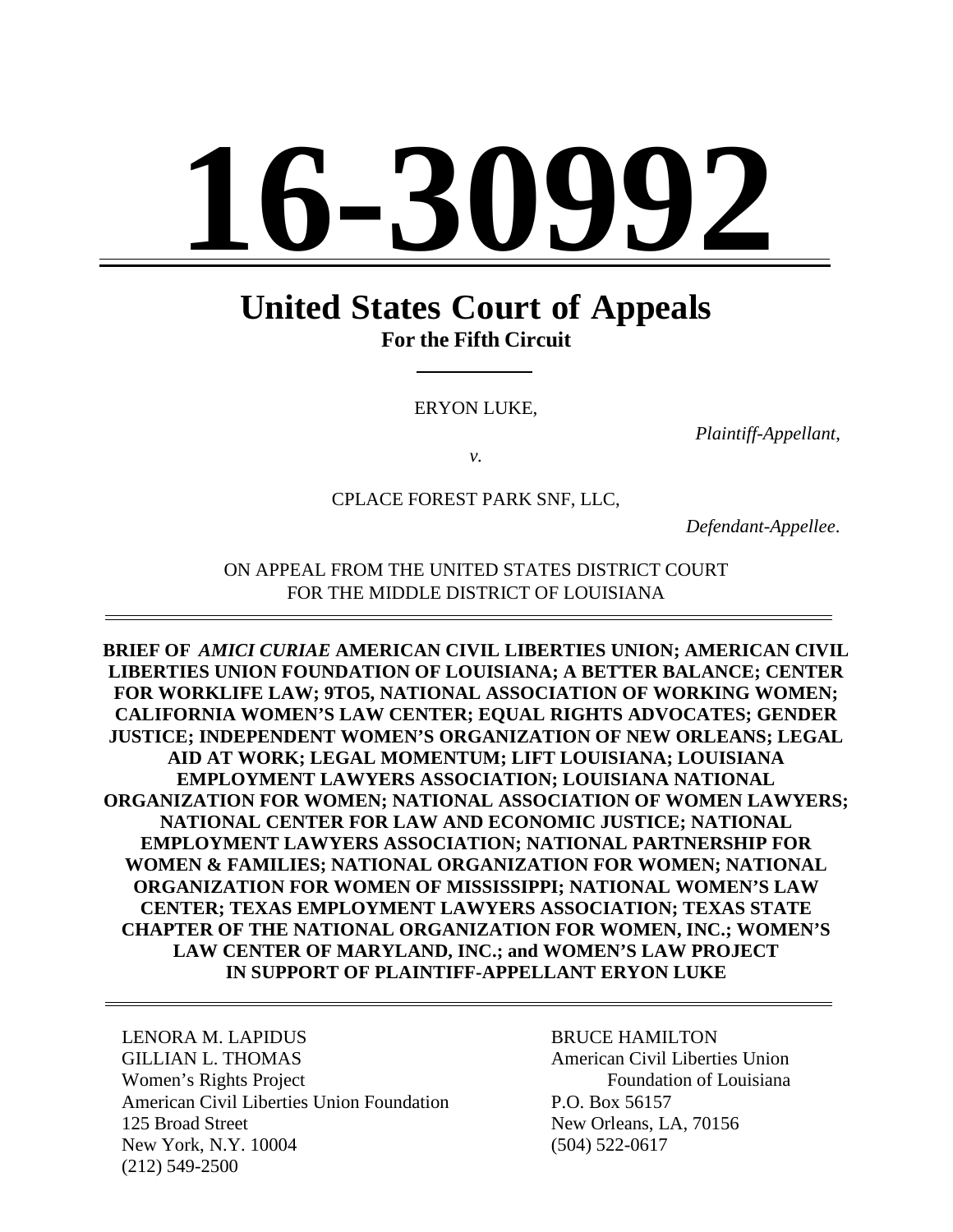# 16-30992

## United States Court of Appeals

**For the Fifth Circuit**

ERYON LUKE,

*Plaintiff-Appellant*,

*v.*

CPLACE FOREST PARK SNF, LLC,

*Defendant-Appellee*.

ON APPEAL FROM THE UNITED STATES DISTRICT COURT
FOR THE MIDDLE DISTRICT OF LOUISIANA

**BRIEF OF *AMICI CURIAE* AMERICAN CIVIL LIBERTIES UNION; AMERICAN CIVIL LIBERTIES UNION FOUNDATION OF LOUISIANA; A BETTER BALANCE; CENTER FOR WORKLIFE LAW; 9TO5, NATIONAL ASSOCIATION OF WORKING WOMEN; CALIFORNIA WOMEN'S LAW CENTER; EQUAL RIGHTS ADVOCATES; GENDER JUSTICE; INDEPENDENT WOMEN'S ORGANIZATION OF NEW ORLEANS; LEGAL AID AT WORK; LEGAL MOMENTUM; LIFT LOUISIANA; LOUISIANA EMPLOYMENT LAWYERS ASSOCIATION; LOUISIANA NATIONAL ORGANIZATION FOR WOMEN; NATIONAL ASSOCIATION OF WOMEN LAWYERS; NATIONAL CENTER FOR LAW AND ECONOMIC JUSTICE; NATIONAL EMPLOYMENT LAWYERS ASSOCIATION; NATIONAL PARTNERSHIP FOR WOMEN & FAMILIES; NATIONAL ORGANIZATION FOR WOMEN; NATIONAL ORGANIZATION FOR WOMEN OF MISSISSIPPI; NATIONAL WOMEN'S LAW CENTER; TEXAS EMPLOYMENT LAWYERS ASSOCIATION; TEXAS STATE CHAPTER OF THE NATIONAL ORGANIZATION FOR WOMEN, INC.; WOMEN'S LAW CENTER OF MARYLAND, INC.; and WOMEN'S LAW PROJECT IN SUPPORT OF PLAINTIFF-APPELLANT ERYON LUKE**

LENORA M. LAPIDUS
GILLIAN L. THOMAS
Women's Rights Project
American Civil Liberties Union Foundation
125 Broad Street
New York, N.Y. 10004
(212) 549-2500

BRUCE HAMILTON
American Civil Liberties Union Foundation of Louisiana
P.O. Box 56157
New Orleans, LA, 70156
(504) 522-0617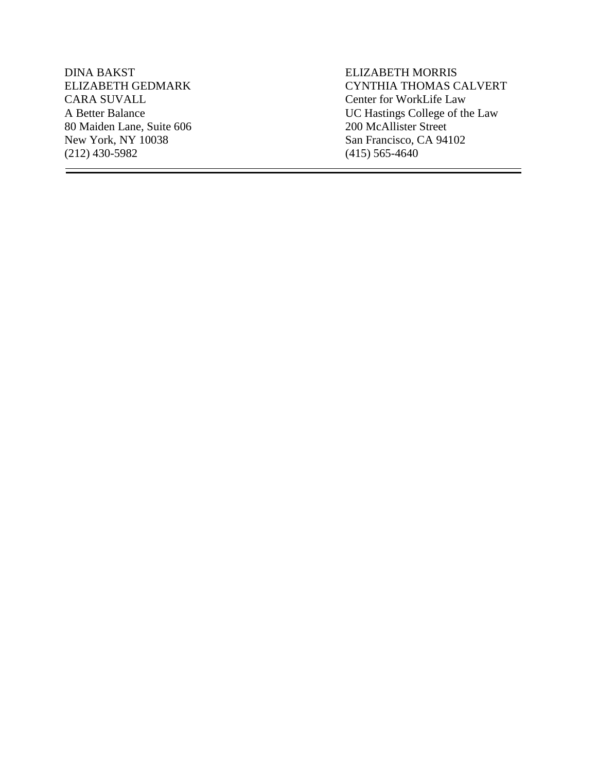DINA BAKST
ELIZABETH GEDMARK
CARA SUVALL
A Better Balance
80 Maiden Lane, Suite 606
New York, NY 10038
(212) 430-5982

ELIZABETH MORRIS
CYNTHIA THOMAS CALVERT
Center for WorkLife Law
UC Hastings College of the Law
200 McAllister Street
San Francisco, CA 94102
(415) 565-4640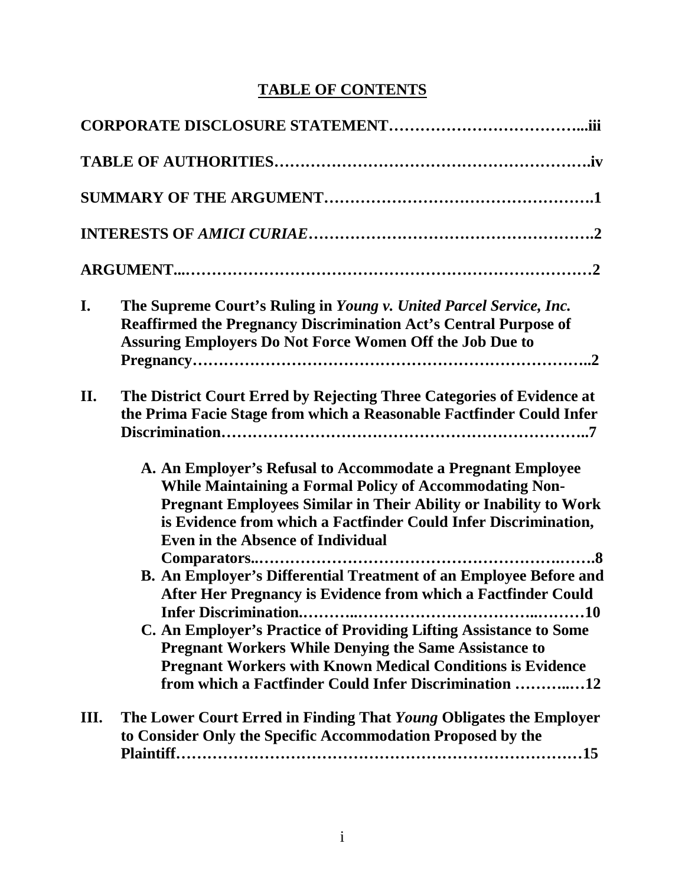# TABLE OF CONTENTS

**CORPORATE DISCLOSURE STATEMENT……………………………...iii**

**TABLE OF AUTHORITIES……………………………………………….iv**

**SUMMARY OF THE ARGUMENT………………………………………….1**

**INTERESTS OF *AMICI CURIAE*…………………………………………….2**

**ARGUMENT...………………………………………………………………2**

**I. The Supreme Court's Ruling in *Young v. United Parcel Service, Inc.* Reaffirmed the Pregnancy Discrimination Act's Central Purpose of Assuring Employers Do Not Force Women Off the Job Due to Pregnancy…………………………………………………………..2**

**II. The District Court Erred by Rejecting Three Categories of Evidence at the Prima Facie Stage from which a Reasonable Factfinder Could Infer Discrimination……………………………………………………..7**

- **A. An Employer's Refusal to Accommodate a Pregnant Employee While Maintaining a Formal Policy of Accommodating Non-Pregnant Employees Similar in Their Ability or Inability to Work is Evidence from which a Factfinder Could Infer Discrimination, Even in the Absence of Individual Comparators..……………………………………………….…….8**
- **B. An Employer's Differential Treatment of an Employee Before and After Her Pregnancy is Evidence from which a Factfinder Could Infer Discrimination.………..…………………………..………10**
- **C. An Employer's Practice of Providing Lifting Assistance to Some Pregnant Workers While Denying the Same Assistance to Pregnant Workers with Known Medical Conditions is Evidence from which a Factfinder Could Infer Discrimination ………..…12**

**III. The Lower Court Erred in Finding That *Young* Obligates the Employer to Consider Only the Specific Accommodation Proposed by the Plaintiff……………………………………………………………15**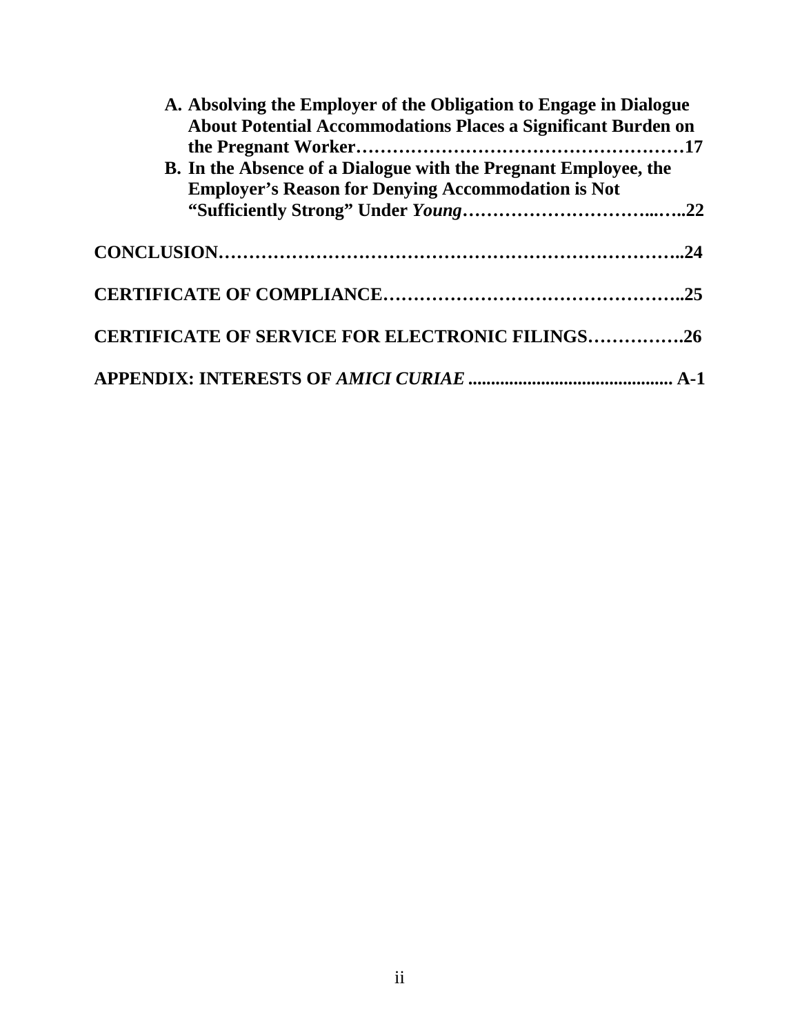**A. Absolving the Employer of the Obligation to Engage in Dialogue About Potential Accommodations Places a Significant Burden on the Pregnant Worker……………………………………………17**

**B. In the Absence of a Dialogue with the Pregnant Employee, the Employer's Reason for Denying Accommodation is Not "Sufficiently Strong" Under *Young*…………………………...…..22**

**CONCLUSION………………………………………………………………..24**

**CERTIFICATE OF COMPLIANCE………………………………………..25**

**CERTIFICATE OF SERVICE FOR ELECTRONIC FILINGS…………….26**

**APPENDIX: INTERESTS OF *AMICI CURIAE* ............................................ A-1**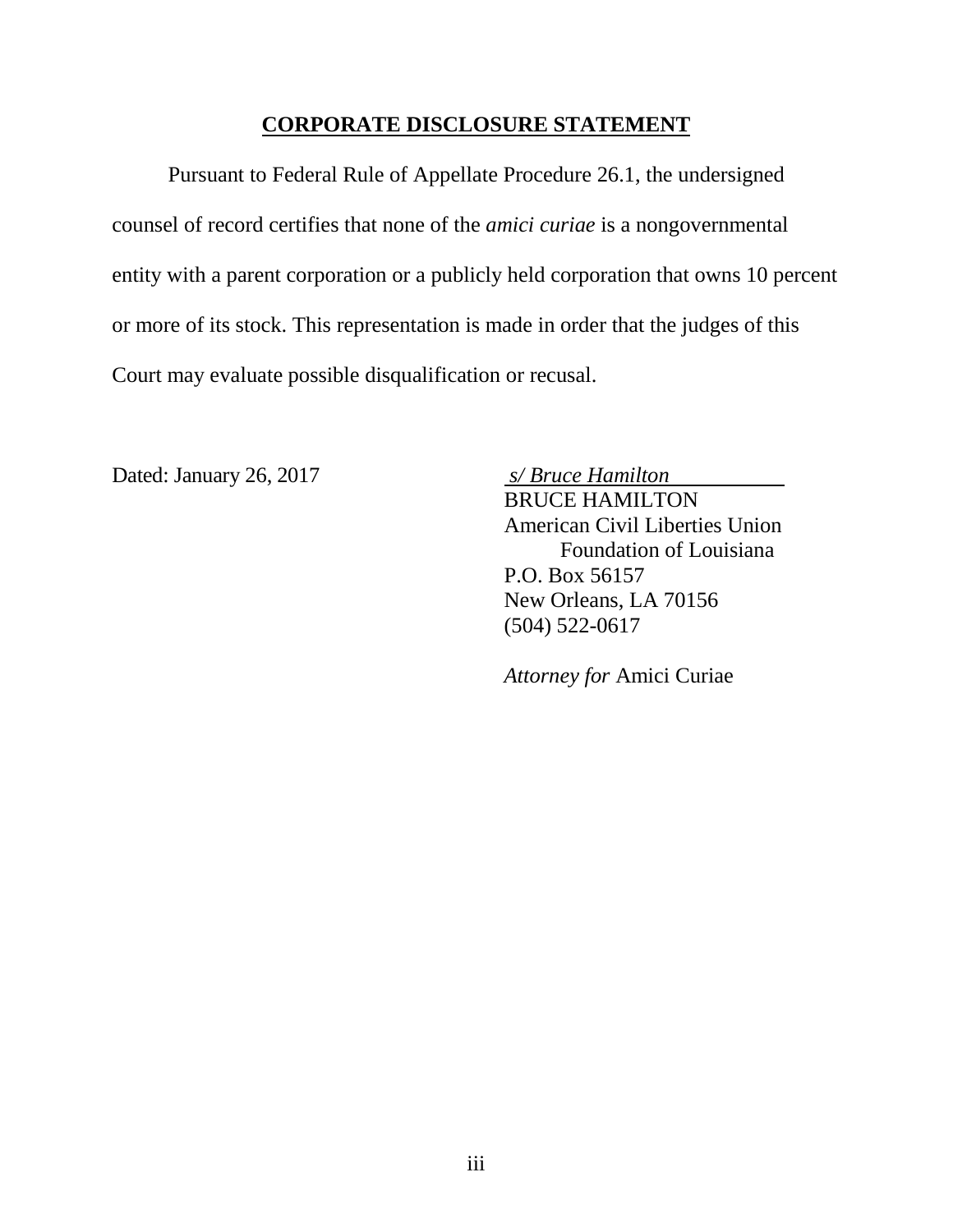## CORPORATE DISCLOSURE STATEMENT

Pursuant to Federal Rule of Appellate Procedure 26.1, the undersigned counsel of record certifies that none of the *amici curiae* is a nongovernmental entity with a parent corporation or a publicly held corporation that owns 10 percent or more of its stock. This representation is made in order that the judges of this Court may evaluate possible disqualification or recusal.

Dated: January 26, 2017

*s/ Bruce Hamilton*
BRUCE HAMILTON
American Civil Liberties Union
Foundation of Louisiana
P.O. Box 56157
New Orleans, LA 70156
(504) 522-0617

*Attorney for* Amici Curiae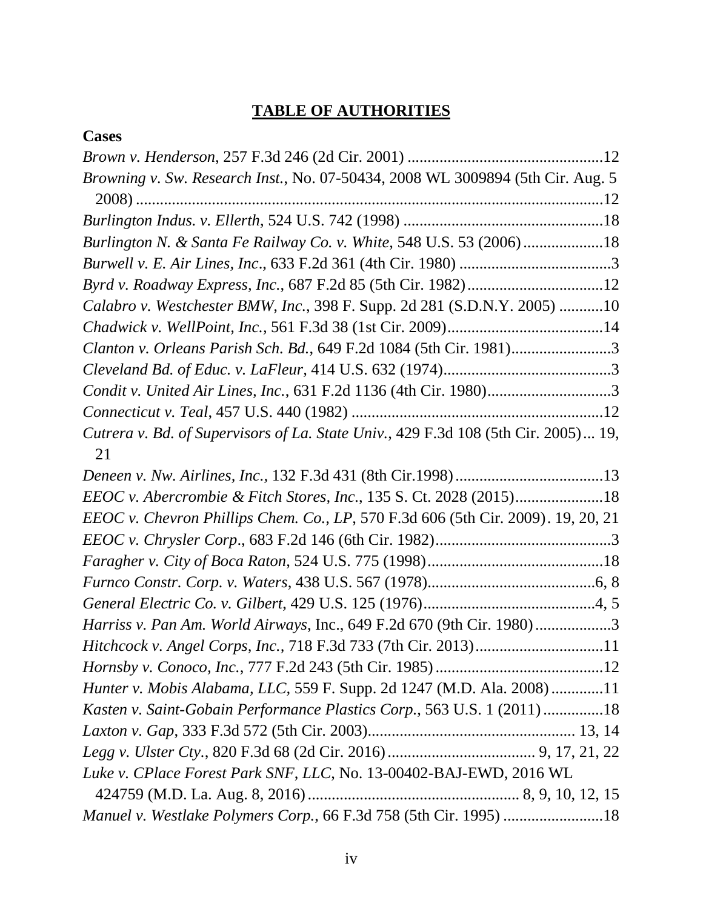# TABLE OF AUTHORITIES

## Cases

*Brown v. Henderson*, 257 F.3d 246 (2d Cir. 2001) .................................................12

*Browning v. Sw. Research Inst.*, No. 07-50434, 2008 WL 3009894 (5th Cir. Aug. 5 2008) .....................................................................................................................12

*Burlington Indus. v. Ellerth*, 524 U.S. 742 (1998) ..................................................18

*Burlington N. & Santa Fe Railway Co. v. White*, 548 U.S. 53 (2006) ....................18

*Burwell v. E. Air Lines, Inc*., 633 F.2d 361 (4th Cir. 1980) ......................................3

*Byrd v. Roadway Express, Inc.*, 687 F.2d 85 (5th Cir. 1982)..................................12

*Calabro v. Westchester BMW, Inc.*, 398 F. Supp. 2d 281 (S.D.N.Y. 2005) ...........10

*Chadwick v. WellPoint, Inc.*, 561 F.3d 38 (1st Cir. 2009).......................................14

*Clanton v. Orleans Parish Sch. Bd.*, 649 F.2d 1084 (5th Cir. 1981).........................3

*Cleveland Bd. of Educ. v. LaFleur*, 414 U.S. 632 (1974)..........................................3

*Condit v. United Air Lines, Inc.*, 631 F.2d 1136 (4th Cir. 1980)...............................3

*Connecticut v. Teal*, 457 U.S. 440 (1982) ...............................................................12

*Cutrera v. Bd. of Supervisors of La. State Univ.*, 429 F.3d 108 (5th Cir. 2005) ... 19, 21

*Deneen v. Nw. Airlines, Inc.*, 132 F.3d 431 (8th Cir.1998) .....................................13

*EEOC v. Abercrombie & Fitch Stores, Inc.*, 135 S. Ct. 2028 (2015)......................18

*EEOC v. Chevron Phillips Chem. Co., LP*, 570 F.3d 606 (5th Cir. 2009). 19, 20, 21

*EEOC v. Chrysler Corp*., 683 F.2d 146 (6th Cir. 1982)............................................3

*Faragher v. City of Boca Raton*, 524 U.S. 775 (1998)............................................18

*Furnco Constr. Corp. v. Waters*, 438 U.S. 567 (1978)..........................................6, 8

*General Electric Co. v. Gilbert*, 429 U.S. 125 (1976)...........................................4, 5

*Harriss v. Pan Am. World Airways*, Inc., 649 F.2d 670 (9th Cir. 1980)..................3

*Hitchcock v. Angel Corps, Inc.*, 718 F.3d 733 (7th Cir. 2013)................................11

*Hornsby v. Conoco, Inc.*, 777 F.2d 243 (5th Cir. 1985) ..........................................12

*Hunter v. Mobis Alabama, LLC*, 559 F. Supp. 2d 1247 (M.D. Ala. 2008) .............11

*Kasten v. Saint-Gobain Performance Plastics Corp.*, 563 U.S. 1 (2011) ...............18

*Laxton v. Gap*, 333 F.3d 572 (5th Cir. 2003)................................................... 13, 14

*Legg v. Ulster Cty*., 820 F.3d 68 (2d Cir. 2016) ..................................... 9, 17, 21, 22

*Luke v. CPlace Forest Park SNF, LLC*, No. 13-00402-BAJ-EWD, 2016 WL 424759 (M.D. La. Aug. 8, 2016) ..................................................... 8, 9, 10, 12, 15

*Manuel v. Westlake Polymers Corp.*, 66 F.3d 758 (5th Cir. 1995) .........................18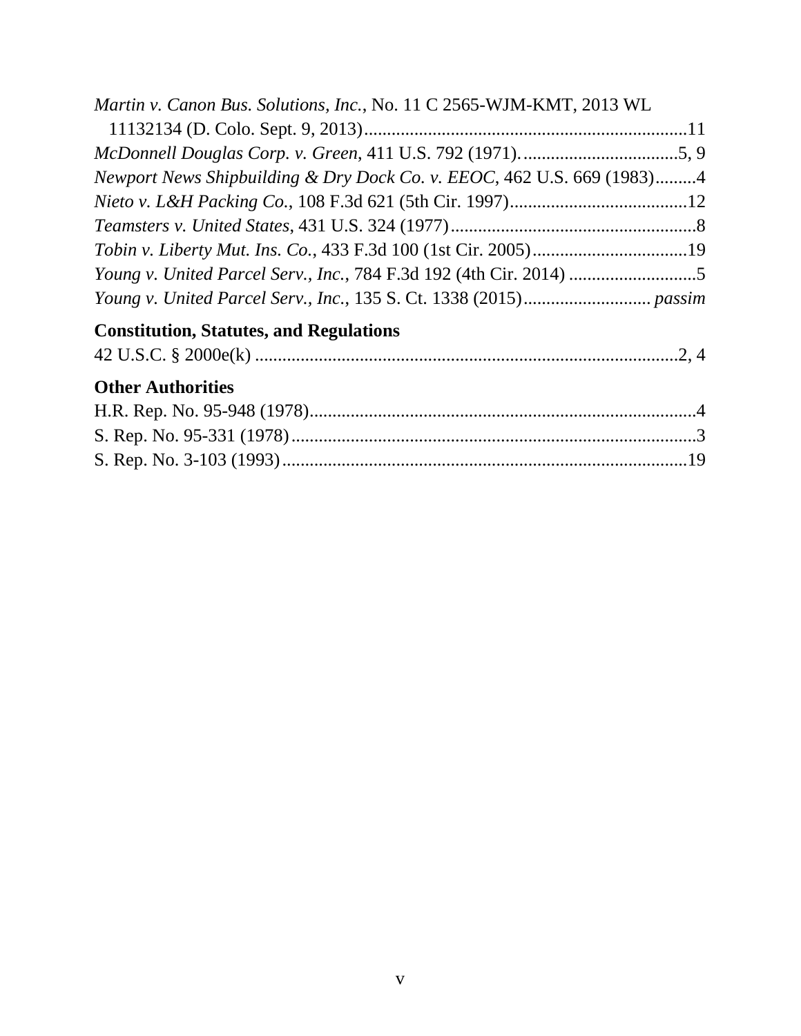*Martin v. Canon Bus. Solutions, Inc.*, No. 11 C 2565-WJM-KMT, 2013 WL 11132134 (D. Colo. Sept. 9, 2013)........................................................................11

*McDonnell Douglas Corp. v. Green*, 411 U.S. 792 (1971)....................................5, 9

*Newport News Shipbuilding & Dry Dock Co. v. EEOC*, 462 U.S. 669 (1983).........4

*Nieto v. L&H Packing Co.*, 108 F.3d 621 (5th Cir. 1997)........................................12

*Teamsters v. United States*, 431 U.S. 324 (1977).......................................................8

*Tobin v. Liberty Mut. Ins. Co.*, 433 F.3d 100 (1st Cir. 2005)...................................19

*Young v. United Parcel Serv., Inc.*, 784 F.3d 192 (4th Cir. 2014) ............................5

*Young v. United Parcel Serv., Inc.*, 135 S. Ct. 1338 (2015)............................ *passim*

### Constitution, Statutes, and Regulations

42 U.S.C. § 2000e(k) ..............................................................................................2, 4

### Other Authorities

H.R. Rep. No. 95-948 (1978).....................................................................................4

S. Rep. No. 95-331 (1978).........................................................................................3

S. Rep. No. 3-103 (1993)..........................................................................................19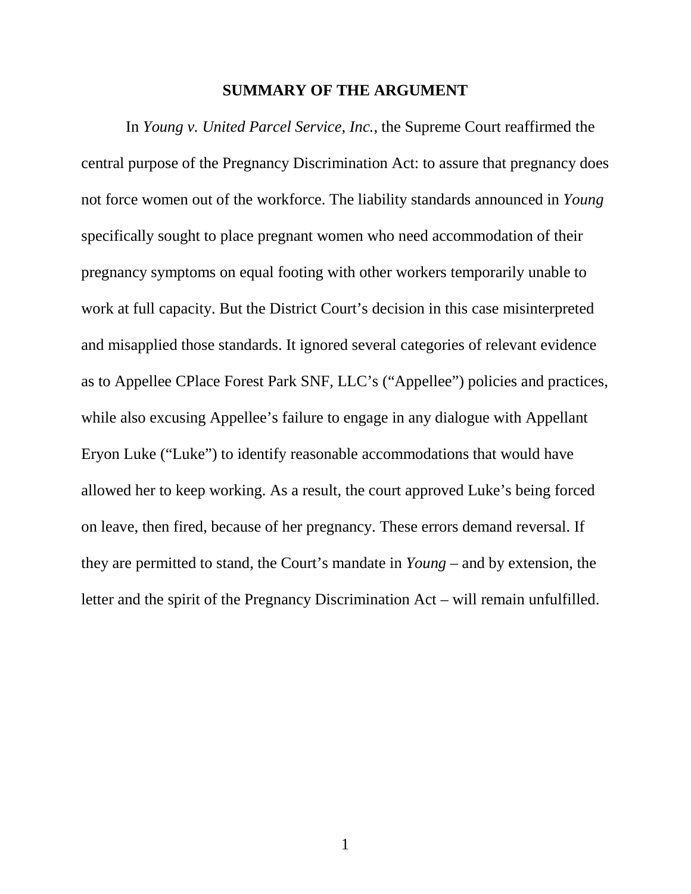## SUMMARY OF THE ARGUMENT

In *Young v. United Parcel Service, Inc.*, the Supreme Court reaffirmed the central purpose of the Pregnancy Discrimination Act: to assure that pregnancy does not force women out of the workforce. The liability standards announced in *Young* specifically sought to place pregnant women who need accommodation of their pregnancy symptoms on equal footing with other workers temporarily unable to work at full capacity. But the District Court's decision in this case misinterpreted and misapplied those standards. It ignored several categories of relevant evidence as to Appellee CPlace Forest Park SNF, LLC's ("Appellee") policies and practices, while also excusing Appellee's failure to engage in any dialogue with Appellant Eryon Luke ("Luke") to identify reasonable accommodations that would have allowed her to keep working. As a result, the court approved Luke's being forced on leave, then fired, because of her pregnancy. These errors demand reversal. If they are permitted to stand, the Court's mandate in *Young* – and by extension, the letter and the spirit of the Pregnancy Discrimination Act – will remain unfulfilled.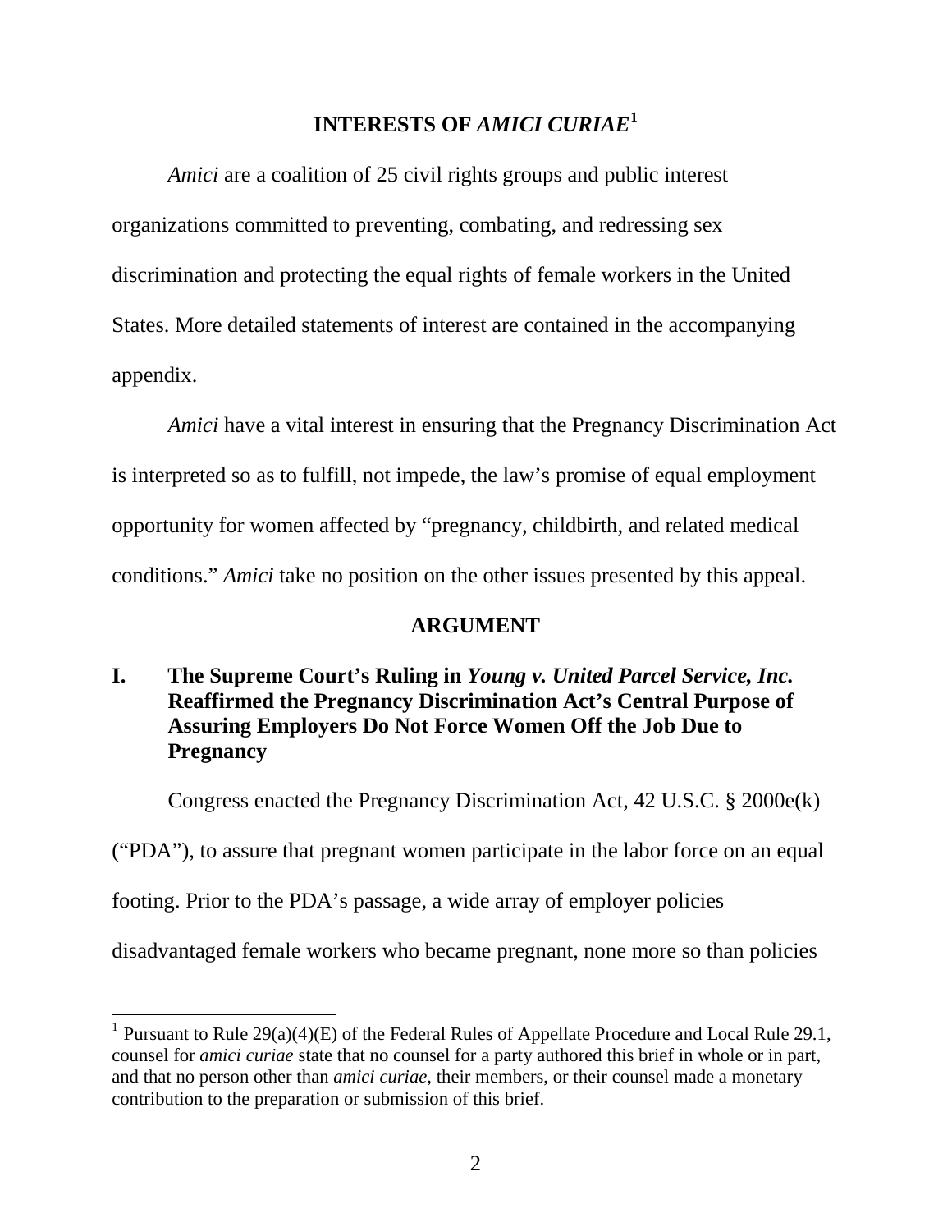## INTERESTS OF *AMICI CURIAE*[1]

*Amici* are a coalition of 25 civil rights groups and public interest organizations committed to preventing, combating, and redressing sex discrimination and protecting the equal rights of female workers in the United States. More detailed statements of interest are contained in the accompanying appendix.

*Amici* have a vital interest in ensuring that the Pregnancy Discrimination Act is interpreted so as to fulfill, not impede, the law's promise of equal employment opportunity for women affected by "pregnancy, childbirth, and related medical conditions." *Amici* take no position on the other issues presented by this appeal.

## ARGUMENT

### I. The Supreme Court's Ruling in *Young v. United Parcel Service, Inc.* Reaffirmed the Pregnancy Discrimination Act's Central Purpose of Assuring Employers Do Not Force Women Off the Job Due to Pregnancy

Congress enacted the Pregnancy Discrimination Act, 42 U.S.C. § 2000e(k) ("PDA"), to assure that pregnant women participate in the labor force on an equal footing. Prior to the PDA's passage, a wide array of employer policies disadvantaged female workers who became pregnant, none more so than policies

---

[1] Pursuant to Rule 29(a)(4)(E) of the Federal Rules of Appellate Procedure and Local Rule 29.1, counsel for *amici curiae* state that no counsel for a party authored this brief in whole or in part, and that no person other than *amici curiae*, their members, or their counsel made a monetary contribution to the preparation or submission of this brief.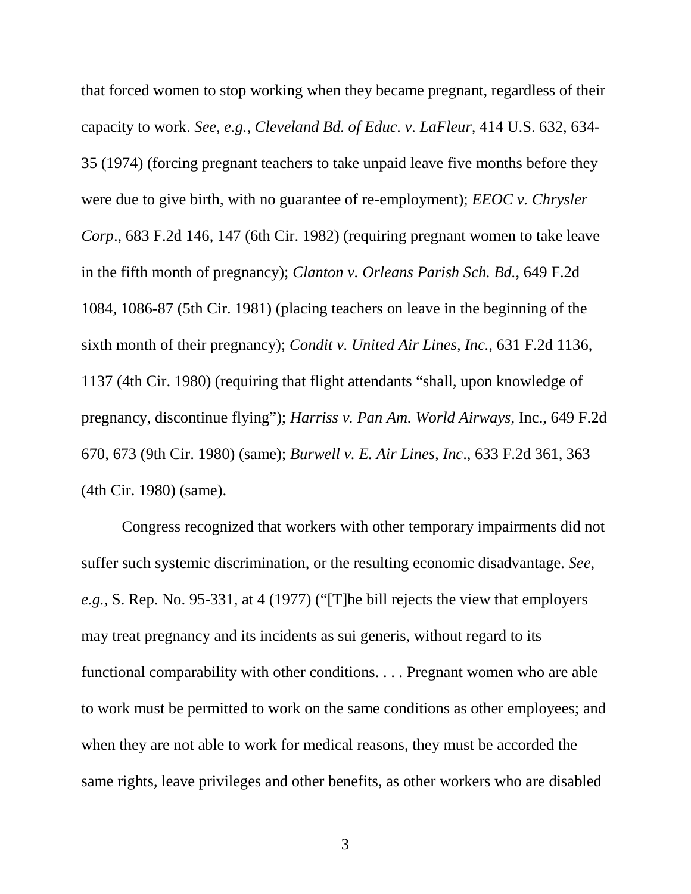that forced women to stop working when they became pregnant, regardless of their capacity to work. *See*, *e.g.*, *Cleveland Bd. of Educ. v. LaFleur*, 414 U.S. 632, 634-35 (1974) (forcing pregnant teachers to take unpaid leave five months before they were due to give birth, with no guarantee of re-employment); *EEOC v. Chrysler Corp*., 683 F.2d 146, 147 (6th Cir. 1982) (requiring pregnant women to take leave in the fifth month of pregnancy); *Clanton v. Orleans Parish Sch. Bd.*, 649 F.2d 1084, 1086-87 (5th Cir. 1981) (placing teachers on leave in the beginning of the sixth month of their pregnancy); *Condit v. United Air Lines, Inc.*, 631 F.2d 1136, 1137 (4th Cir. 1980) (requiring that flight attendants "shall, upon knowledge of pregnancy, discontinue flying"); *Harriss v. Pan Am. World Airways*, Inc., 649 F.2d 670, 673 (9th Cir. 1980) (same); *Burwell v. E. Air Lines, Inc*., 633 F.2d 361, 363 (4th Cir. 1980) (same).

Congress recognized that workers with other temporary impairments did not suffer such systemic discrimination, or the resulting economic disadvantage. *See*, *e.g.*, S. Rep. No. 95-331, at 4 (1977) ("[T]he bill rejects the view that employers may treat pregnancy and its incidents as sui generis, without regard to its functional comparability with other conditions. . . . Pregnant women who are able to work must be permitted to work on the same conditions as other employees; and when they are not able to work for medical reasons, they must be accorded the same rights, leave privileges and other benefits, as other workers who are disabled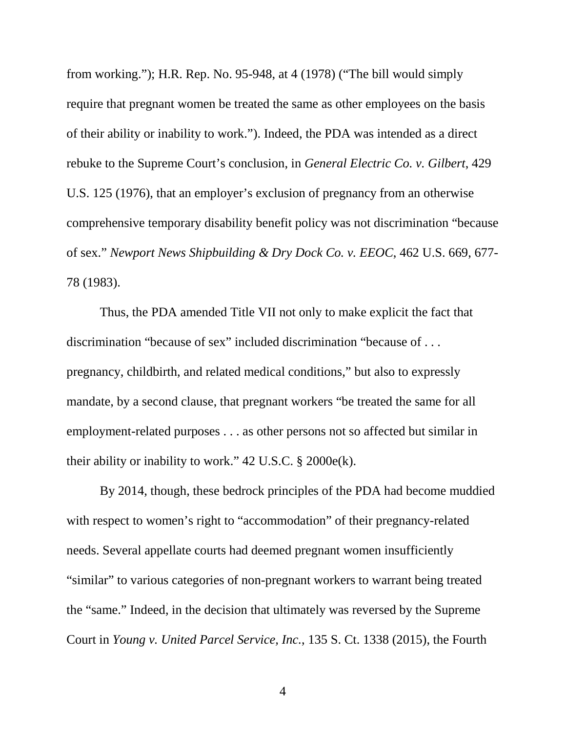from working."); H.R. Rep. No. 95-948, at 4 (1978) ("The bill would simply require that pregnant women be treated the same as other employees on the basis of their ability or inability to work."). Indeed, the PDA was intended as a direct rebuke to the Supreme Court's conclusion, in *General Electric Co. v. Gilbert*, 429 U.S. 125 (1976), that an employer's exclusion of pregnancy from an otherwise comprehensive temporary disability benefit policy was not discrimination "because of sex." *Newport News Shipbuilding & Dry Dock Co. v. EEOC*, 462 U.S. 669, 677-78 (1983).

Thus, the PDA amended Title VII not only to make explicit the fact that discrimination "because of sex" included discrimination "because of . . . pregnancy, childbirth, and related medical conditions," but also to expressly mandate, by a second clause, that pregnant workers "be treated the same for all employment-related purposes . . . as other persons not so affected but similar in their ability or inability to work." 42 U.S.C. § 2000e(k).

By 2014, though, these bedrock principles of the PDA had become muddied with respect to women's right to "accommodation" of their pregnancy-related needs. Several appellate courts had deemed pregnant women insufficiently "similar" to various categories of non-pregnant workers to warrant being treated the "same." Indeed, in the decision that ultimately was reversed by the Supreme Court in *Young v. United Parcel Service, Inc.*, 135 S. Ct. 1338 (2015), the Fourth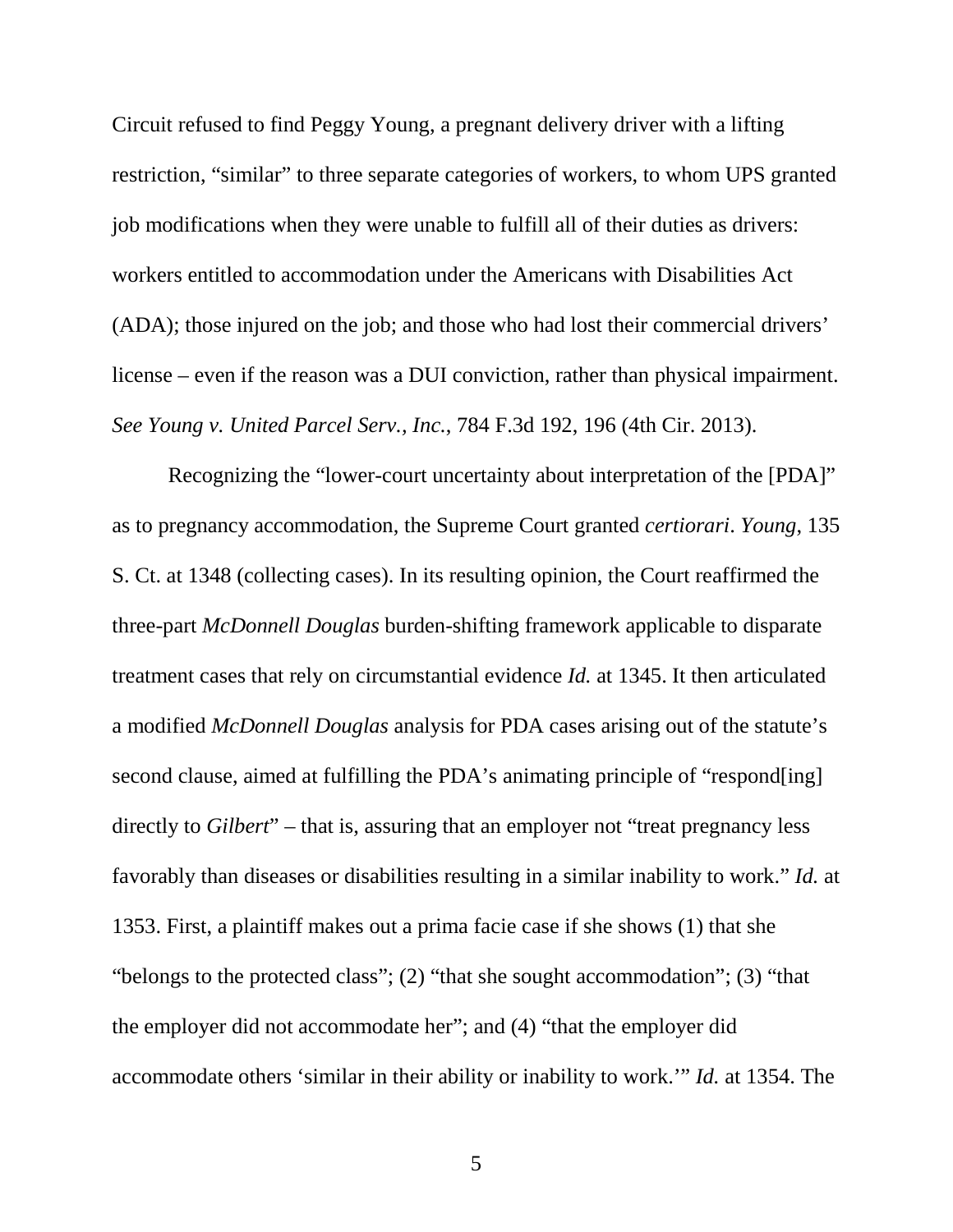Circuit refused to find Peggy Young, a pregnant delivery driver with a lifting restriction, "similar" to three separate categories of workers, to whom UPS granted job modifications when they were unable to fulfill all of their duties as drivers: workers entitled to accommodation under the Americans with Disabilities Act (ADA); those injured on the job; and those who had lost their commercial drivers' license – even if the reason was a DUI conviction, rather than physical impairment. *See Young v. United Parcel Serv., Inc.*, 784 F.3d 192, 196 (4th Cir. 2013).

Recognizing the "lower-court uncertainty about interpretation of the [PDA]" as to pregnancy accommodation, the Supreme Court granted *certiorari*. *Young*, 135 S. Ct. at 1348 (collecting cases). In its resulting opinion, the Court reaffirmed the three-part *McDonnell Douglas* burden-shifting framework applicable to disparate treatment cases that rely on circumstantial evidence *Id.* at 1345. It then articulated a modified *McDonnell Douglas* analysis for PDA cases arising out of the statute's second clause, aimed at fulfilling the PDA's animating principle of "respond[ing] directly to *Gilbert*" – that is, assuring that an employer not "treat pregnancy less favorably than diseases or disabilities resulting in a similar inability to work." *Id.* at 1353. First, a plaintiff makes out a prima facie case if she shows (1) that she "belongs to the protected class"; (2) "that she sought accommodation"; (3) "that the employer did not accommodate her"; and (4) "that the employer did accommodate others 'similar in their ability or inability to work.'" *Id.* at 1354. The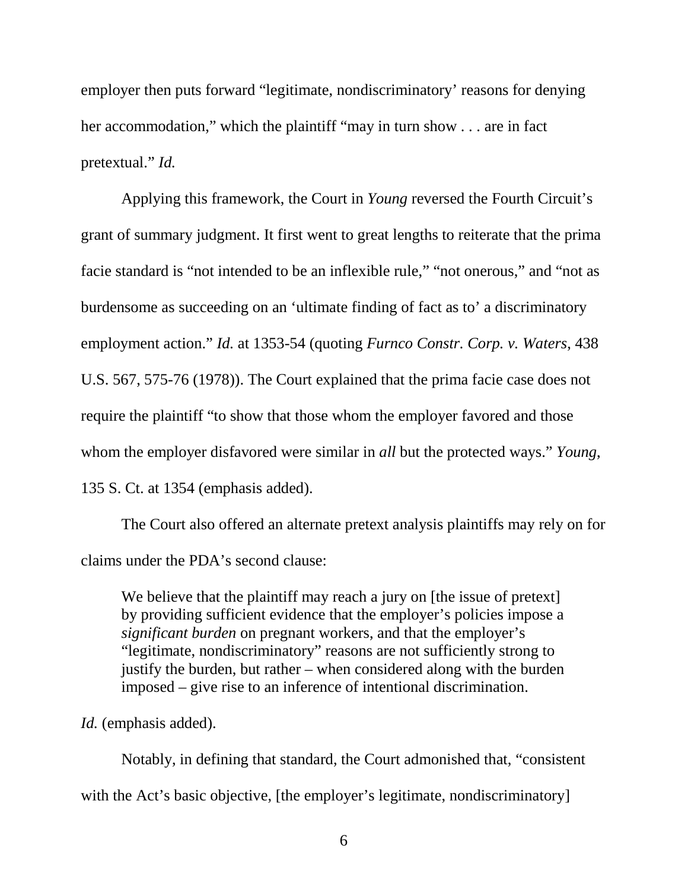employer then puts forward "legitimate, nondiscriminatory' reasons for denying her accommodation," which the plaintiff "may in turn show . . . are in fact pretextual." *Id.*

Applying this framework, the Court in *Young* reversed the Fourth Circuit's grant of summary judgment. It first went to great lengths to reiterate that the prima facie standard is "not intended to be an inflexible rule," "not onerous," and "not as burdensome as succeeding on an 'ultimate finding of fact as to' a discriminatory employment action." *Id.* at 1353-54 (quoting *Furnco Constr. Corp. v. Waters*, 438 U.S. 567, 575-76 (1978)). The Court explained that the prima facie case does not require the plaintiff "to show that those whom the employer favored and those whom the employer disfavored were similar in *all* but the protected ways." *Young*, 135 S. Ct. at 1354 (emphasis added).

The Court also offered an alternate pretext analysis plaintiffs may rely on for claims under the PDA's second clause:

> We believe that the plaintiff may reach a jury on [the issue of pretext] by providing sufficient evidence that the employer's policies impose a *significant burden* on pregnant workers, and that the employer's "legitimate, nondiscriminatory" reasons are not sufficiently strong to justify the burden, but rather – when considered along with the burden imposed – give rise to an inference of intentional discrimination.

*Id.* (emphasis added).

Notably, in defining that standard, the Court admonished that, "consistent with the Act's basic objective, [the employer's legitimate, nondiscriminatory]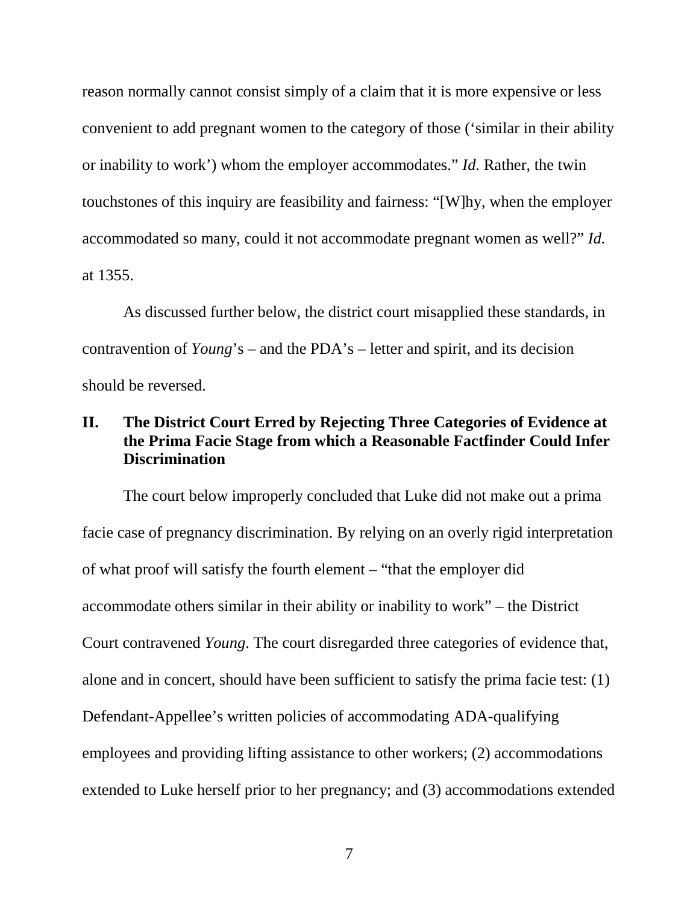reason normally cannot consist simply of a claim that it is more expensive or less convenient to add pregnant women to the category of those ('similar in their ability or inability to work') whom the employer accommodates." *Id.* Rather, the twin touchstones of this inquiry are feasibility and fairness: "[W]hy, when the employer accommodated so many, could it not accommodate pregnant women as well?" *Id.* at 1355.

As discussed further below, the district court misapplied these standards, in contravention of *Young*'s – and the PDA's – letter and spirit, and its decision should be reversed.

## II. The District Court Erred by Rejecting Three Categories of Evidence at the Prima Facie Stage from which a Reasonable Factfinder Could Infer Discrimination

The court below improperly concluded that Luke did not make out a prima facie case of pregnancy discrimination. By relying on an overly rigid interpretation of what proof will satisfy the fourth element – "that the employer did accommodate others similar in their ability or inability to work" – the District Court contravened *Young*. The court disregarded three categories of evidence that, alone and in concert, should have been sufficient to satisfy the prima facie test: (1) Defendant-Appellee's written policies of accommodating ADA-qualifying employees and providing lifting assistance to other workers; (2) accommodations extended to Luke herself prior to her pregnancy; and (3) accommodations extended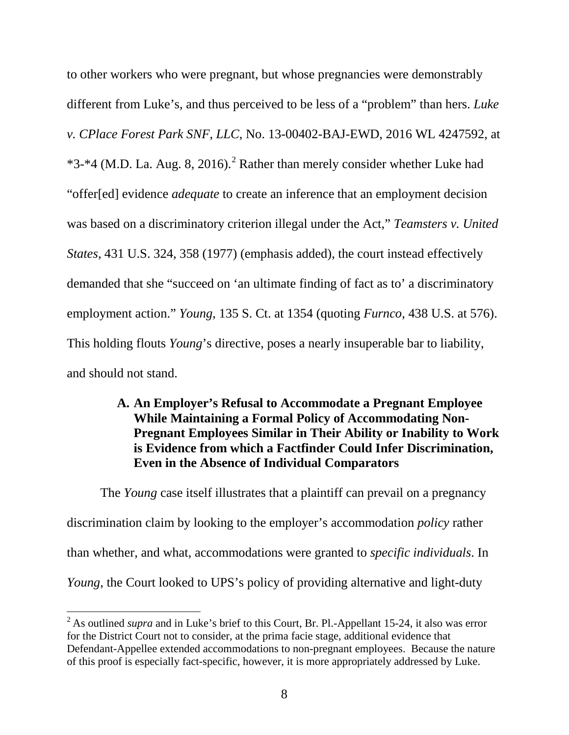to other workers who were pregnant, but whose pregnancies were demonstrably different from Luke's, and thus perceived to be less of a "problem" than hers. *Luke v. CPlace Forest Park SNF, LLC*, No. 13-00402-BAJ-EWD, 2016 WL 4247592, at *3-*4 (M.D. La. Aug. 8, 2016).[2] Rather than merely consider whether Luke had "offer[ed] evidence *adequate* to create an inference that an employment decision was based on a discriminatory criterion illegal under the Act," *Teamsters v. United States*, 431 U.S. 324, 358 (1977) (emphasis added), the court instead effectively demanded that she "succeed on 'an ultimate finding of fact as to' a discriminatory employment action." *Young*, 135 S. Ct. at 1354 (quoting *Furnco*, 438 U.S. at 576). This holding flouts *Young*'s directive, poses a nearly insuperable bar to liability, and should not stand.

### A. An Employer's Refusal to Accommodate a Pregnant Employee While Maintaining a Formal Policy of Accommodating Non-Pregnant Employees Similar in Their Ability or Inability to Work is Evidence from which a Factfinder Could Infer Discrimination, Even in the Absence of Individual Comparators

The *Young* case itself illustrates that a plaintiff can prevail on a pregnancy discrimination claim by looking to the employer's accommodation *policy* rather than whether, and what, accommodations were granted to *specific individuals*. In *Young*, the Court looked to UPS's policy of providing alternative and light-duty

[2] As outlined *supra* and in Luke's brief to this Court, Br. Pl.-Appellant 15-24, it also was error for the District Court not to consider, at the prima facie stage, additional evidence that Defendant-Appellee extended accommodations to non-pregnant employees. Because the nature of this proof is especially fact-specific, however, it is more appropriately addressed by Luke.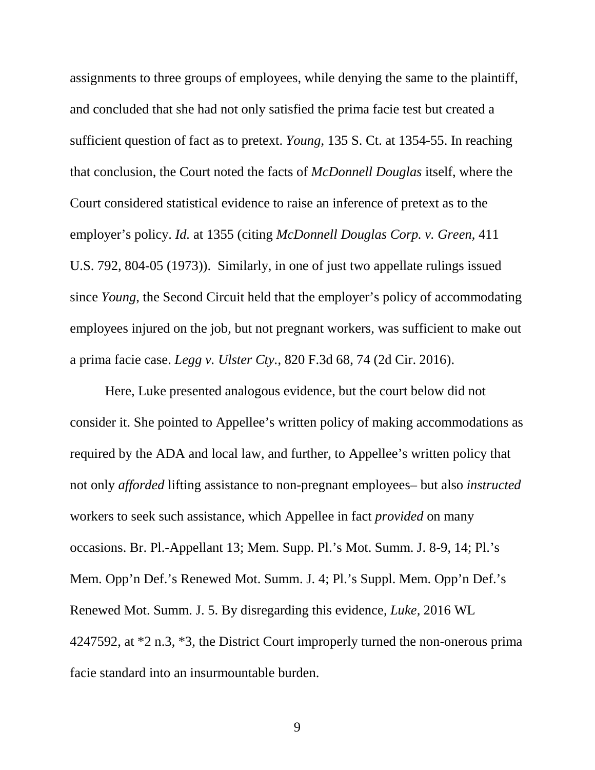assignments to three groups of employees, while denying the same to the plaintiff, and concluded that she had not only satisfied the prima facie test but created a sufficient question of fact as to pretext. *Young*, 135 S. Ct. at 1354-55. In reaching that conclusion, the Court noted the facts of *McDonnell Douglas* itself, where the Court considered statistical evidence to raise an inference of pretext as to the employer's policy. *Id.* at 1355 (citing *McDonnell Douglas Corp. v. Green*, 411 U.S. 792, 804-05 (1973)). Similarly, in one of just two appellate rulings issued since *Young*, the Second Circuit held that the employer's policy of accommodating employees injured on the job, but not pregnant workers, was sufficient to make out a prima facie case. *Legg v. Ulster Cty.*, 820 F.3d 68, 74 (2d Cir. 2016).

Here, Luke presented analogous evidence, but the court below did not consider it. She pointed to Appellee's written policy of making accommodations as required by the ADA and local law, and further, to Appellee's written policy that not only *afforded* lifting assistance to non-pregnant employees– but also *instructed* workers to seek such assistance, which Appellee in fact *provided* on many occasions. Br. Pl.-Appellant 13; Mem. Supp. Pl.'s Mot. Summ. J. 8-9, 14; Pl.'s Mem. Opp'n Def.'s Renewed Mot. Summ. J. 4; Pl.'s Suppl. Mem. Opp'n Def.'s Renewed Mot. Summ. J. 5. By disregarding this evidence, *Luke*, 2016 WL 4247592, at *2 n.3, *3, the District Court improperly turned the non-onerous prima facie standard into an insurmountable burden.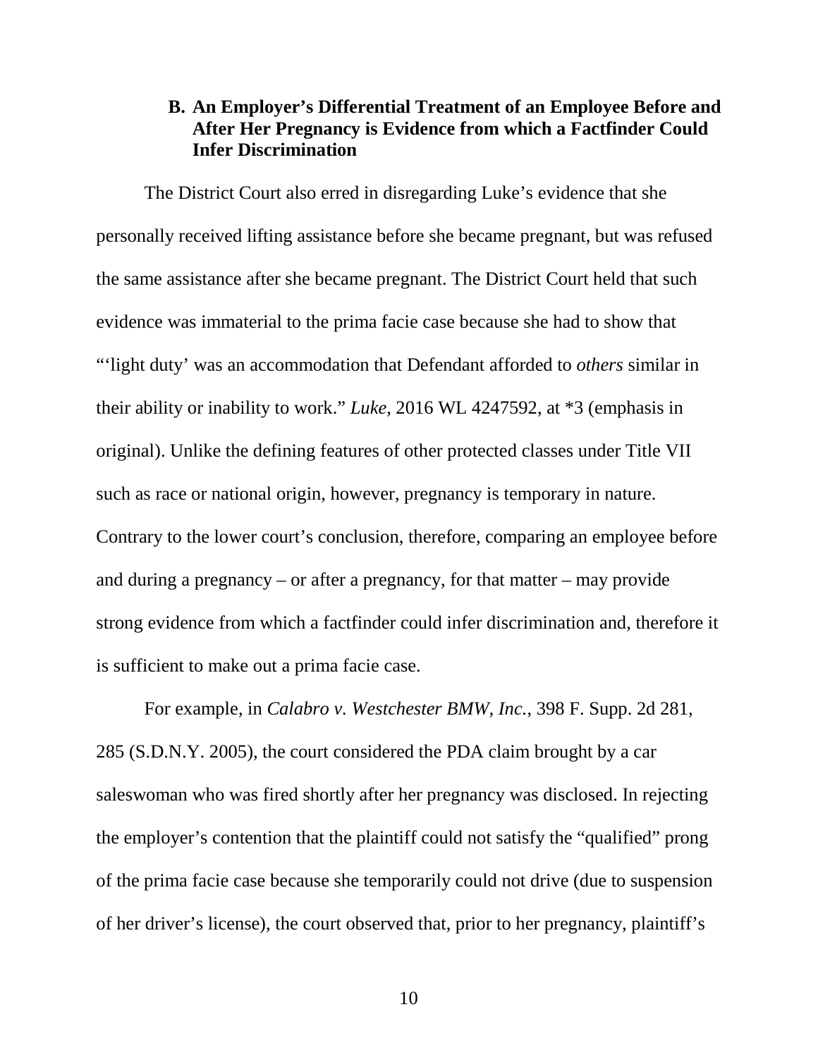### B. An Employer's Differential Treatment of an Employee Before and After Her Pregnancy is Evidence from which a Factfinder Could Infer Discrimination

The District Court also erred in disregarding Luke's evidence that she personally received lifting assistance before she became pregnant, but was refused the same assistance after she became pregnant. The District Court held that such evidence was immaterial to the prima facie case because she had to show that "'light duty' was an accommodation that Defendant afforded to *others* similar in their ability or inability to work." *Luke*, 2016 WL 4247592, at *3 (emphasis in original). Unlike the defining features of other protected classes under Title VII such as race or national origin, however, pregnancy is temporary in nature. Contrary to the lower court's conclusion, therefore, comparing an employee before and during a pregnancy – or after a pregnancy, for that matter – may provide strong evidence from which a factfinder could infer discrimination and, therefore it is sufficient to make out a prima facie case.

For example, in *Calabro v. Westchester BMW, Inc.*, 398 F. Supp. 2d 281, 285 (S.D.N.Y. 2005), the court considered the PDA claim brought by a car saleswoman who was fired shortly after her pregnancy was disclosed. In rejecting the employer's contention that the plaintiff could not satisfy the "qualified" prong of the prima facie case because she temporarily could not drive (due to suspension of her driver's license), the court observed that, prior to her pregnancy, plaintiff's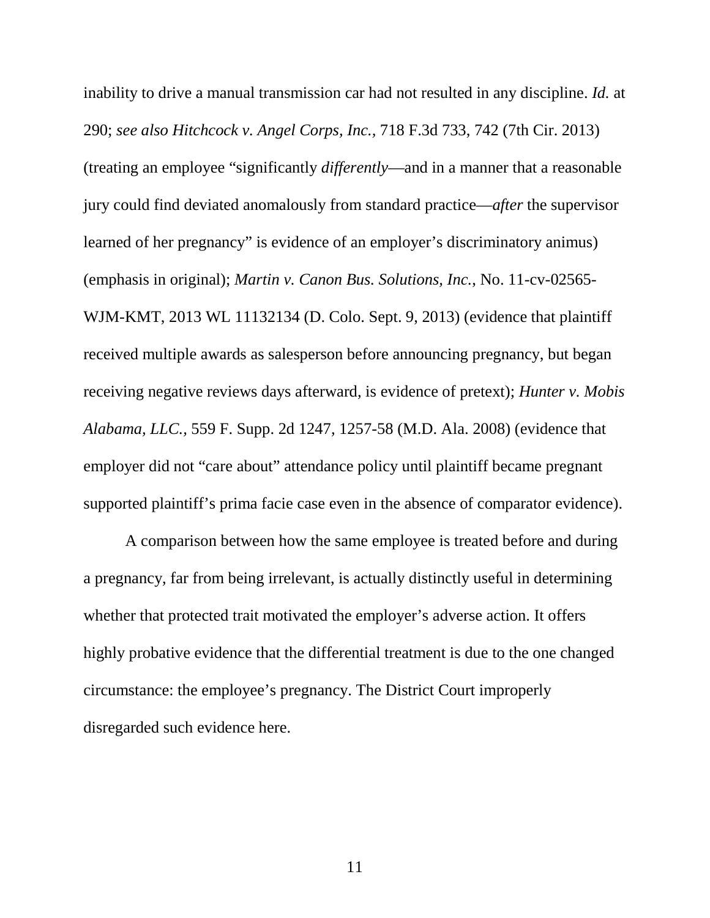inability to drive a manual transmission car had not resulted in any discipline. *Id.* at 290; *see also Hitchcock v. Angel Corps, Inc.*, 718 F.3d 733, 742 (7th Cir. 2013) (treating an employee "significantly *differently*—and in a manner that a reasonable jury could find deviated anomalously from standard practice—*after* the supervisor learned of her pregnancy" is evidence of an employer's discriminatory animus) (emphasis in original); *Martin v. Canon Bus. Solutions, Inc.*, No. 11-cv-02565-WJM-KMT, 2013 WL 11132134 (D. Colo. Sept. 9, 2013) (evidence that plaintiff received multiple awards as salesperson before announcing pregnancy, but began receiving negative reviews days afterward, is evidence of pretext); *Hunter v. Mobis Alabama, LLC.*, 559 F. Supp. 2d 1247, 1257-58 (M.D. Ala. 2008) (evidence that employer did not "care about" attendance policy until plaintiff became pregnant supported plaintiff's prima facie case even in the absence of comparator evidence).

A comparison between how the same employee is treated before and during a pregnancy, far from being irrelevant, is actually distinctly useful in determining whether that protected trait motivated the employer's adverse action. It offers highly probative evidence that the differential treatment is due to the one changed circumstance: the employee's pregnancy. The District Court improperly disregarded such evidence here.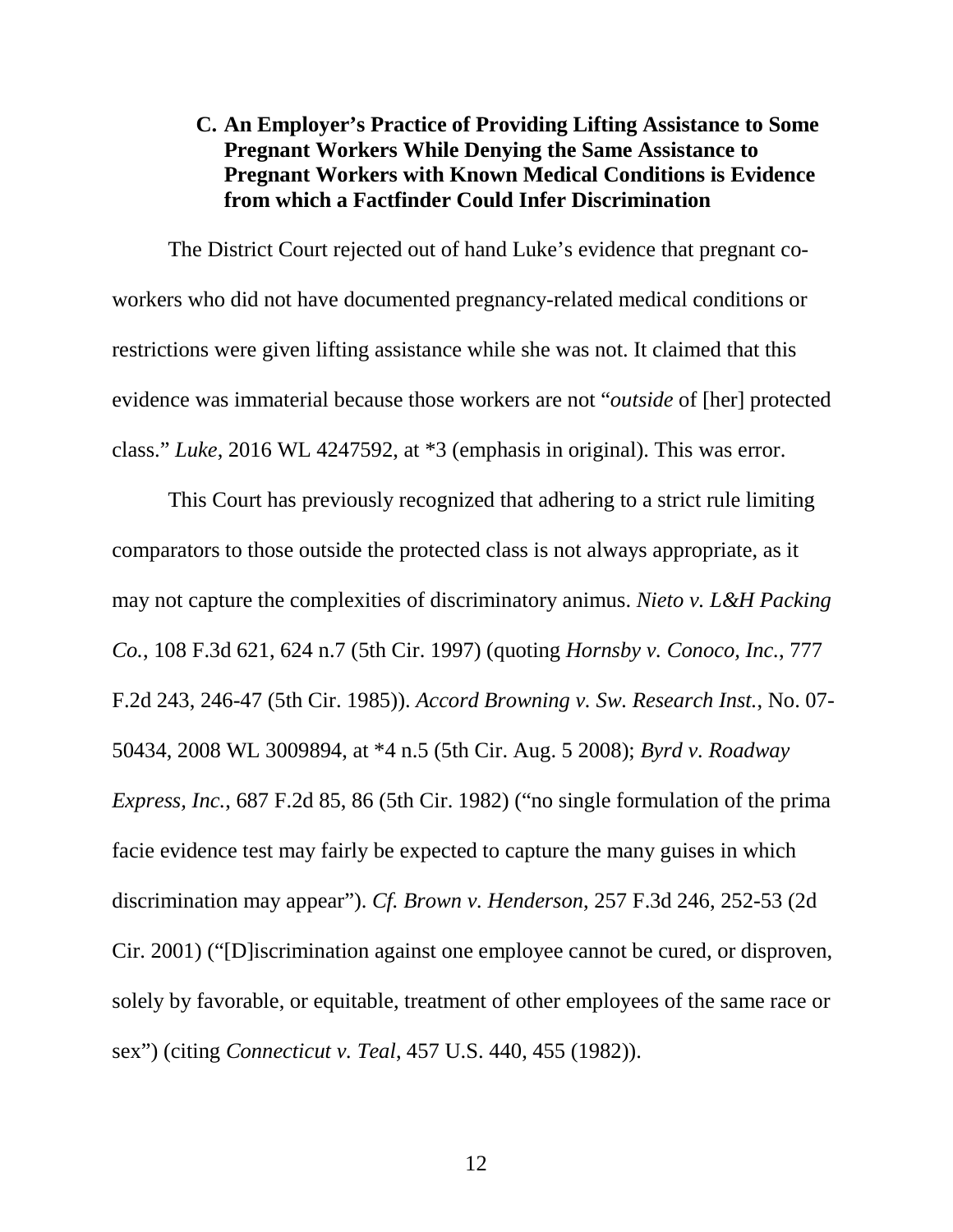### C. An Employer's Practice of Providing Lifting Assistance to Some Pregnant Workers While Denying the Same Assistance to Pregnant Workers with Known Medical Conditions is Evidence from which a Factfinder Could Infer Discrimination

The District Court rejected out of hand Luke's evidence that pregnant co-workers who did not have documented pregnancy-related medical conditions or restrictions were given lifting assistance while she was not. It claimed that this evidence was immaterial because those workers are not "*outside* of [her] protected class." *Luke*, 2016 WL 4247592, at *3 (emphasis in original). This was error.

This Court has previously recognized that adhering to a strict rule limiting comparators to those outside the protected class is not always appropriate, as it may not capture the complexities of discriminatory animus. *Nieto v. L&H Packing Co.*, 108 F.3d 621, 624 n.7 (5th Cir. 1997) (quoting *Hornsby v. Conoco, Inc.*, 777 F.2d 243, 246-47 (5th Cir. 1985)). *Accord Browning v. Sw. Research Inst.*, No. 07-50434, 2008 WL 3009894, at *4 n.5 (5th Cir. Aug. 5 2008); *Byrd v. Roadway Express, Inc.*, 687 F.2d 85, 86 (5th Cir. 1982) ("no single formulation of the prima facie evidence test may fairly be expected to capture the many guises in which discrimination may appear"). *Cf. Brown v. Henderson*, 257 F.3d 246, 252-53 (2d Cir. 2001) ("[D]iscrimination against one employee cannot be cured, or disproven, solely by favorable, or equitable, treatment of other employees of the same race or sex") (citing *Connecticut v. Teal*, 457 U.S. 440, 455 (1982)).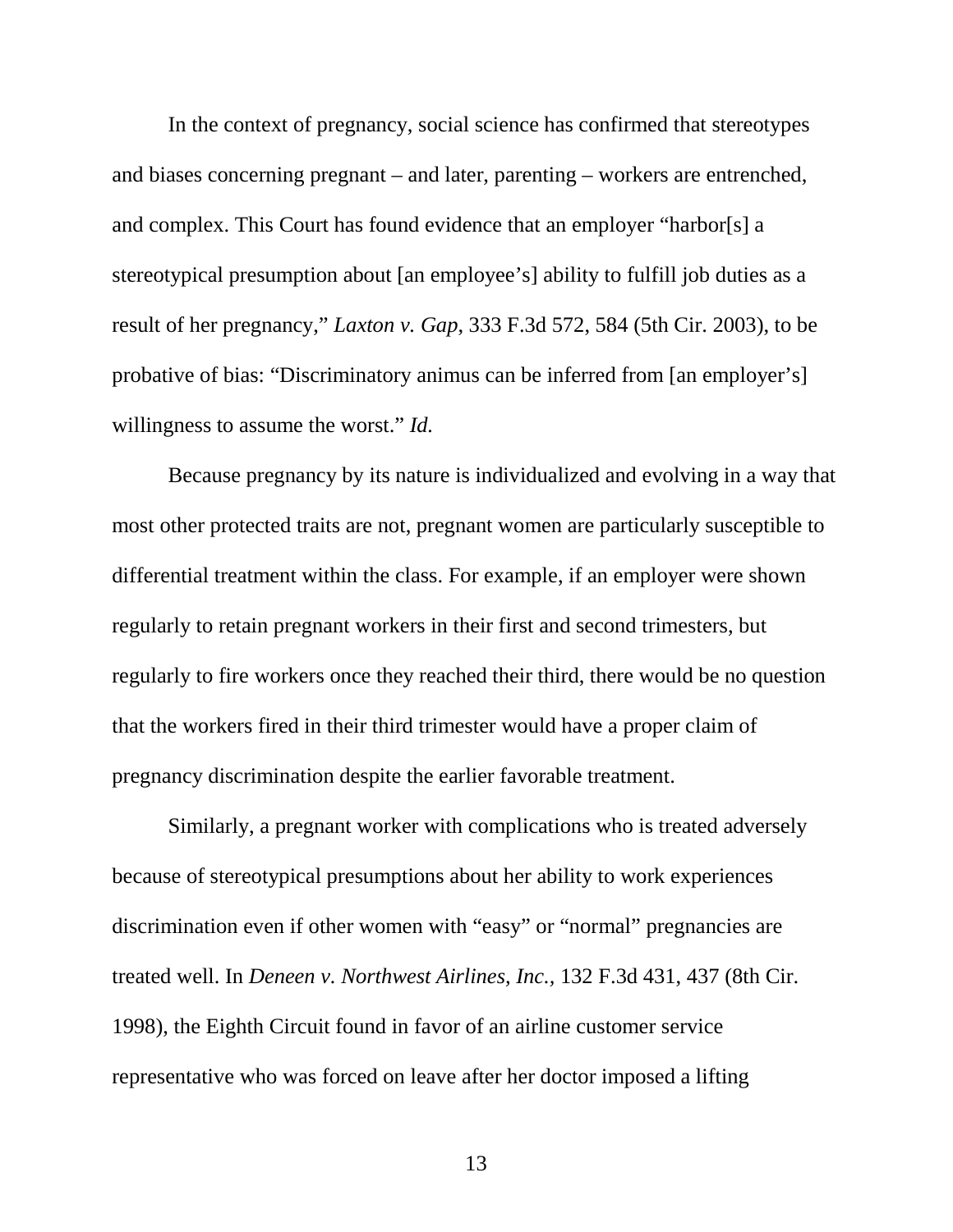In the context of pregnancy, social science has confirmed that stereotypes and biases concerning pregnant – and later, parenting – workers are entrenched, and complex. This Court has found evidence that an employer "harbor[s] a stereotypical presumption about [an employee's] ability to fulfill job duties as a result of her pregnancy," *Laxton v. Gap*, 333 F.3d 572, 584 (5th Cir. 2003), to be probative of bias: "Discriminatory animus can be inferred from [an employer's] willingness to assume the worst." *Id.*

Because pregnancy by its nature is individualized and evolving in a way that most other protected traits are not, pregnant women are particularly susceptible to differential treatment within the class. For example, if an employer were shown regularly to retain pregnant workers in their first and second trimesters, but regularly to fire workers once they reached their third, there would be no question that the workers fired in their third trimester would have a proper claim of pregnancy discrimination despite the earlier favorable treatment.

Similarly, a pregnant worker with complications who is treated adversely because of stereotypical presumptions about her ability to work experiences discrimination even if other women with "easy" or "normal" pregnancies are treated well. In *Deneen v. Northwest Airlines, Inc.*, 132 F.3d 431, 437 (8th Cir. 1998), the Eighth Circuit found in favor of an airline customer service representative who was forced on leave after her doctor imposed a lifting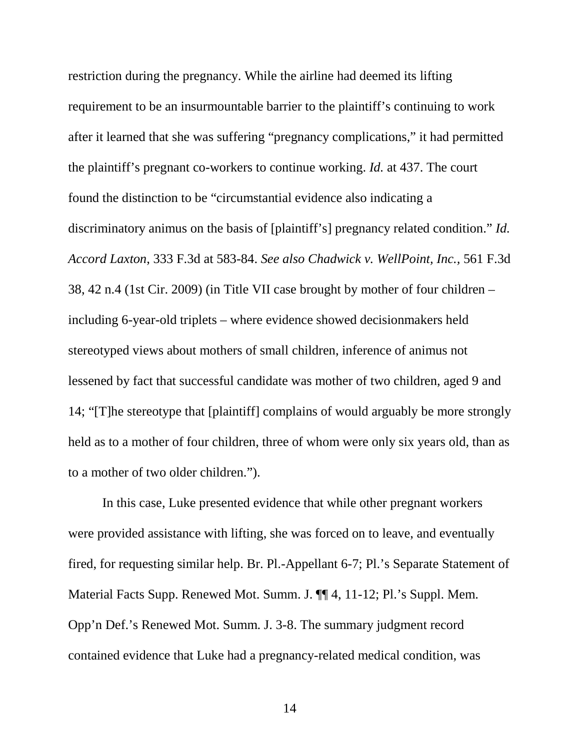restriction during the pregnancy. While the airline had deemed its lifting requirement to be an insurmountable barrier to the plaintiff's continuing to work after it learned that she was suffering "pregnancy complications," it had permitted the plaintiff's pregnant co-workers to continue working. *Id.* at 437. The court found the distinction to be "circumstantial evidence also indicating a discriminatory animus on the basis of [plaintiff's] pregnancy related condition." *Id. Accord Laxton*, 333 F.3d at 583-84. *See also Chadwick v. WellPoint, Inc.*, 561 F.3d 38, 42 n.4 (1st Cir. 2009) (in Title VII case brought by mother of four children – including 6-year-old triplets – where evidence showed decisionmakers held stereotyped views about mothers of small children, inference of animus not lessened by fact that successful candidate was mother of two children, aged 9 and 14; "[T]he stereotype that [plaintiff] complains of would arguably be more strongly held as to a mother of four children, three of whom were only six years old, than as to a mother of two older children.").

In this case, Luke presented evidence that while other pregnant workers were provided assistance with lifting, she was forced on to leave, and eventually fired, for requesting similar help. Br. Pl.-Appellant 6-7; Pl.'s Separate Statement of Material Facts Supp. Renewed Mot. Summ. J. ¶¶ 4, 11-12; Pl.'s Suppl. Mem. Opp'n Def.'s Renewed Mot. Summ. J. 3-8. The summary judgment record contained evidence that Luke had a pregnancy-related medical condition, was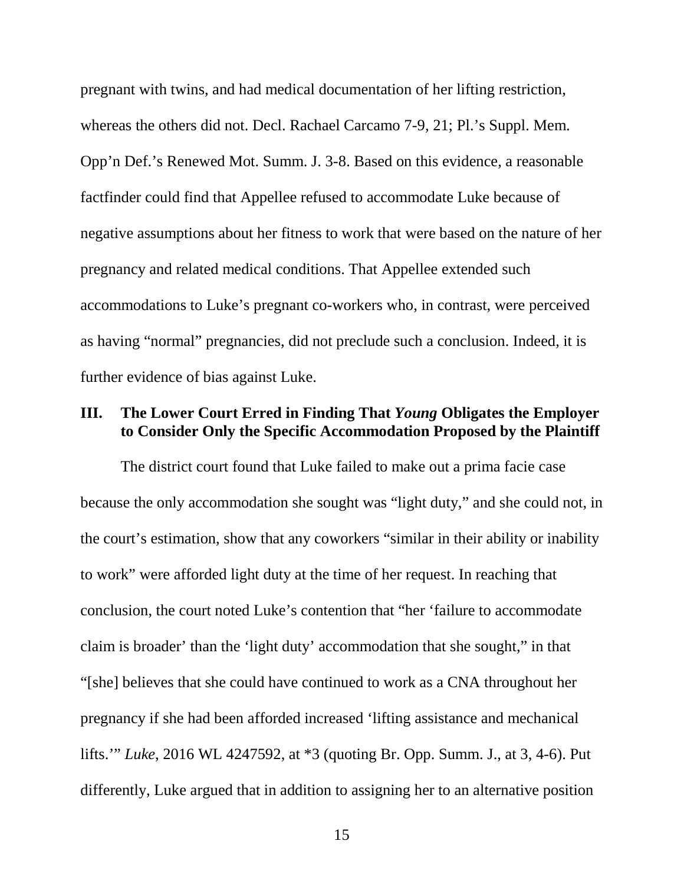pregnant with twins, and had medical documentation of her lifting restriction, whereas the others did not. Decl. Rachael Carcamo 7-9, 21; Pl.'s Suppl. Mem. Opp'n Def.'s Renewed Mot. Summ. J. 3-8. Based on this evidence, a reasonable factfinder could find that Appellee refused to accommodate Luke because of negative assumptions about her fitness to work that were based on the nature of her pregnancy and related medical conditions. That Appellee extended such accommodations to Luke's pregnant co-workers who, in contrast, were perceived as having "normal" pregnancies, did not preclude such a conclusion. Indeed, it is further evidence of bias against Luke.

## III. The Lower Court Erred in Finding That *Young* Obligates the Employer to Consider Only the Specific Accommodation Proposed by the Plaintiff

The district court found that Luke failed to make out a prima facie case because the only accommodation she sought was "light duty," and she could not, in the court's estimation, show that any coworkers "similar in their ability or inability to work" were afforded light duty at the time of her request. In reaching that conclusion, the court noted Luke's contention that "her 'failure to accommodate claim is broader' than the 'light duty' accommodation that she sought," in that "[she] believes that she could have continued to work as a CNA throughout her pregnancy if she had been afforded increased 'lifting assistance and mechanical lifts.'" *Luke*, 2016 WL 4247592, at *3 (quoting Br. Opp. Summ. J., at 3, 4-6). Put differently, Luke argued that in addition to assigning her to an alternative position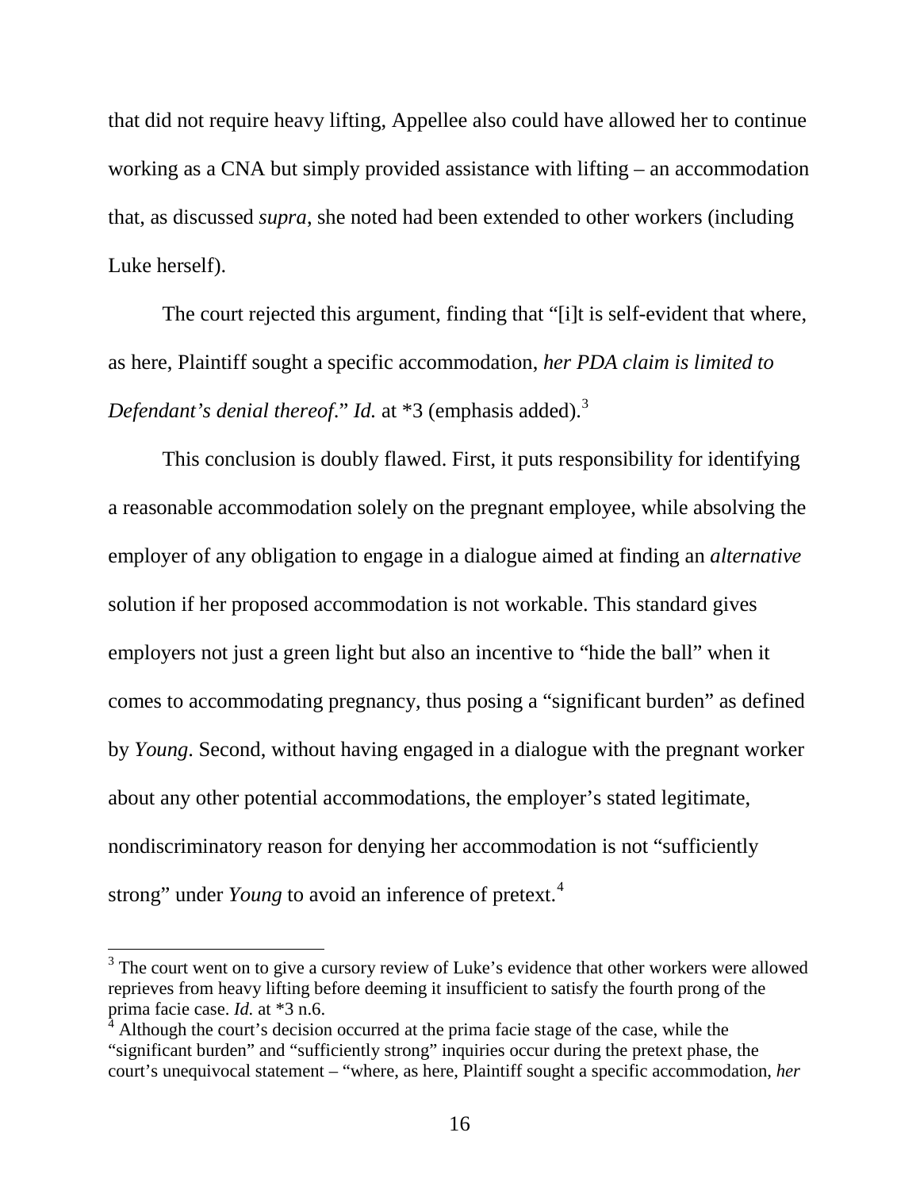that did not require heavy lifting, Appellee also could have allowed her to continue working as a CNA but simply provided assistance with lifting – an accommodation that, as discussed *supra*, she noted had been extended to other workers (including Luke herself).

The court rejected this argument, finding that "[i]t is self-evident that where, as here, Plaintiff sought a specific accommodation, *her PDA claim is limited to Defendant's denial thereof*." *Id.* at *3 (emphasis added).[3]

This conclusion is doubly flawed. First, it puts responsibility for identifying a reasonable accommodation solely on the pregnant employee, while absolving the employer of any obligation to engage in a dialogue aimed at finding an *alternative* solution if her proposed accommodation is not workable. This standard gives employers not just a green light but also an incentive to "hide the ball" when it comes to accommodating pregnancy, thus posing a "significant burden" as defined by *Young*. Second, without having engaged in a dialogue with the pregnant worker about any other potential accommodations, the employer's stated legitimate, nondiscriminatory reason for denying her accommodation is not "sufficiently strong" under *Young* to avoid an inference of pretext.[4]

---

[3] The court went on to give a cursory review of Luke's evidence that other workers were allowed reprieves from heavy lifting before deeming it insufficient to satisfy the fourth prong of the prima facie case. *Id.* at *3 n.6.

[4] Although the court's decision occurred at the prima facie stage of the case, while the "significant burden" and "sufficiently strong" inquiries occur during the pretext phase, the court's unequivocal statement – "where, as here, Plaintiff sought a specific accommodation, *her*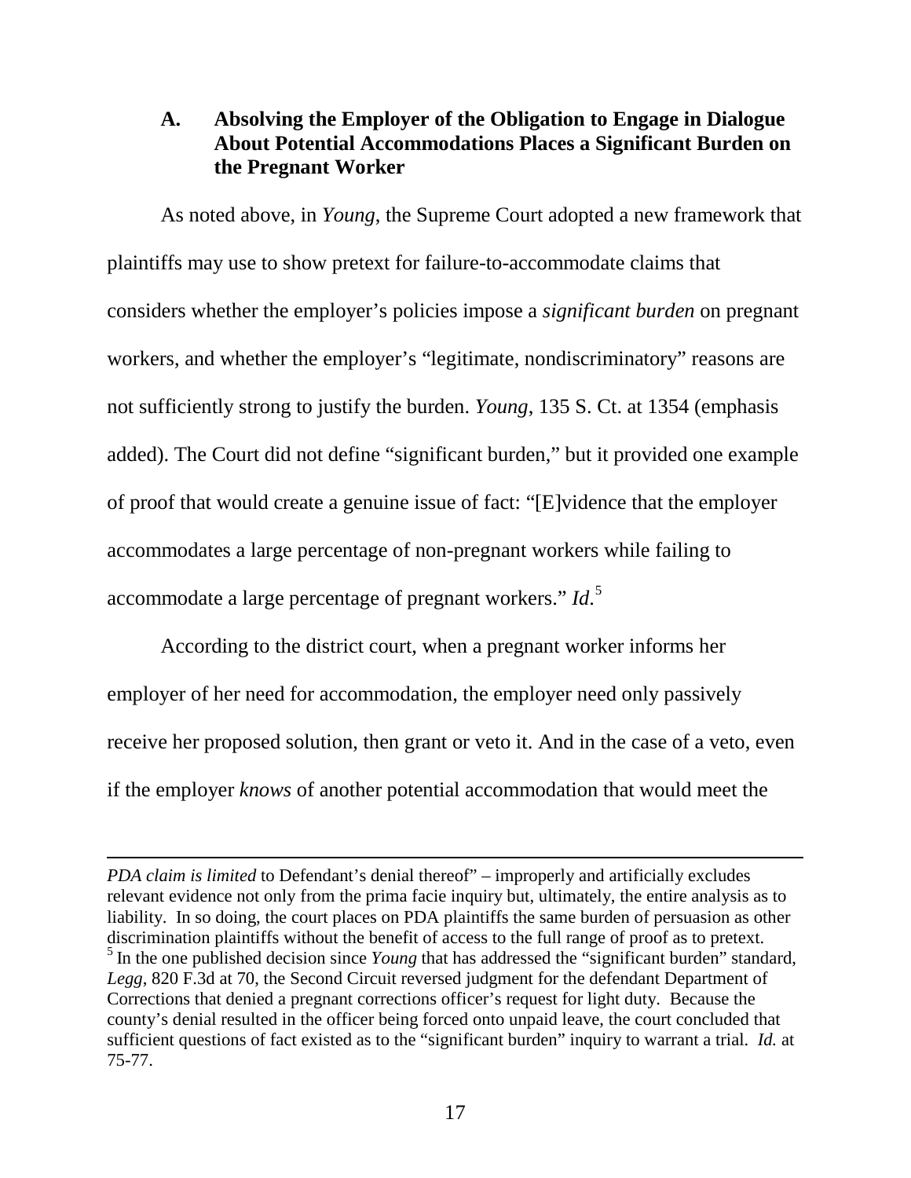### A. Absolving the Employer of the Obligation to Engage in Dialogue About Potential Accommodations Places a Significant Burden on the Pregnant Worker

As noted above, in *Young*, the Supreme Court adopted a new framework that plaintiffs may use to show pretext for failure-to-accommodate claims that considers whether the employer's policies impose a *significant burden* on pregnant workers, and whether the employer's "legitimate, nondiscriminatory" reasons are not sufficiently strong to justify the burden. *Young*, 135 S. Ct. at 1354 (emphasis added). The Court did not define "significant burden," but it provided one example of proof that would create a genuine issue of fact: "[E]vidence that the employer accommodates a large percentage of non-pregnant workers while failing to accommodate a large percentage of pregnant workers." *Id*.[5]

According to the district court, when a pregnant worker informs her employer of her need for accommodation, the employer need only passively receive her proposed solution, then grant or veto it. And in the case of a veto, even if the employer *knows* of another potential accommodation that would meet the

---

*PDA claim is limited* to Defendant's denial thereof" – improperly and artificially excludes relevant evidence not only from the prima facie inquiry but, ultimately, the entire analysis as to liability. In so doing, the court places on PDA plaintiffs the same burden of persuasion as other discrimination plaintiffs without the benefit of access to the full range of proof as to pretext.

[5] In the one published decision since *Young* that has addressed the "significant burden" standard, *Legg*, 820 F.3d at 70, the Second Circuit reversed judgment for the defendant Department of Corrections that denied a pregnant corrections officer's request for light duty. Because the county's denial resulted in the officer being forced onto unpaid leave, the court concluded that sufficient questions of fact existed as to the "significant burden" inquiry to warrant a trial. *Id.* at 75-77.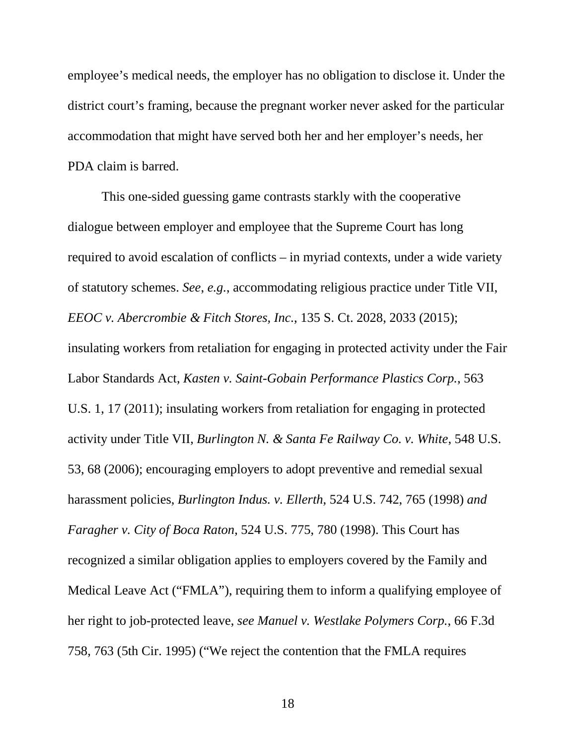employee's medical needs, the employer has no obligation to disclose it. Under the district court's framing, because the pregnant worker never asked for the particular accommodation that might have served both her and her employer's needs, her PDA claim is barred.

This one-sided guessing game contrasts starkly with the cooperative dialogue between employer and employee that the Supreme Court has long required to avoid escalation of conflicts – in myriad contexts, under a wide variety of statutory schemes. *See, e.g.*, accommodating religious practice under Title VII, *EEOC v. Abercrombie & Fitch Stores, Inc.*, 135 S. Ct. 2028, 2033 (2015); insulating workers from retaliation for engaging in protected activity under the Fair Labor Standards Act, *Kasten v. Saint-Gobain Performance Plastics Corp.*, 563 U.S. 1, 17 (2011); insulating workers from retaliation for engaging in protected activity under Title VII, *Burlington N. & Santa Fe Railway Co. v. White*, 548 U.S. 53, 68 (2006); encouraging employers to adopt preventive and remedial sexual harassment policies, *Burlington Indus. v. Ellerth*, 524 U.S. 742, 765 (1998) *and Faragher v. City of Boca Raton*, 524 U.S. 775, 780 (1998). This Court has recognized a similar obligation applies to employers covered by the Family and Medical Leave Act ("FMLA"), requiring them to inform a qualifying employee of her right to job-protected leave, *see Manuel v. Westlake Polymers Corp.*, 66 F.3d 758, 763 (5th Cir. 1995) ("We reject the contention that the FMLA requires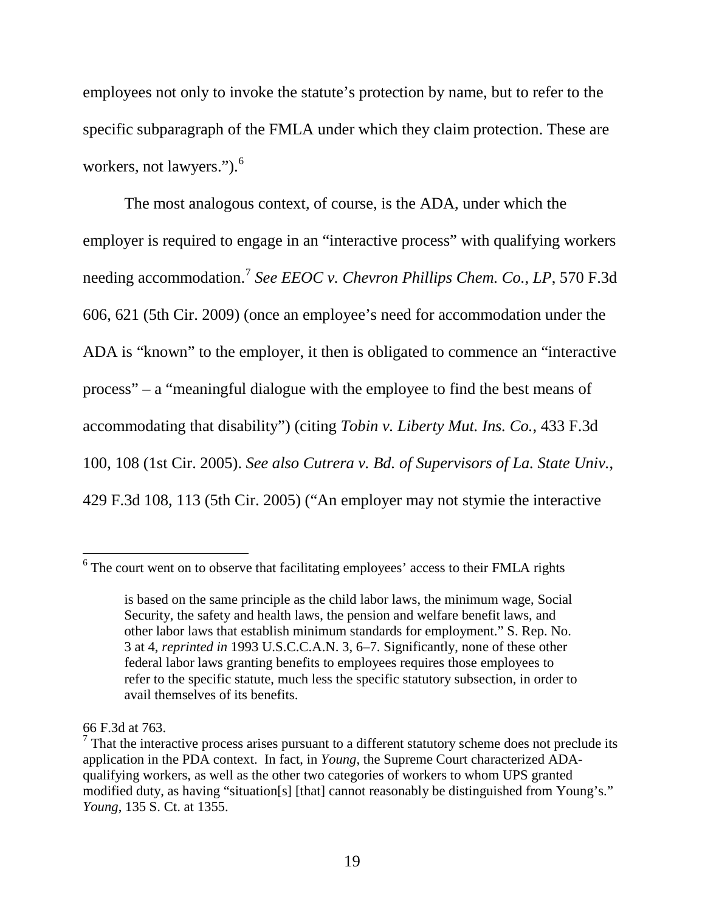employees not only to invoke the statute's protection by name, but to refer to the specific subparagraph of the FMLA under which they claim protection. These are workers, not lawyers.").[6]

The most analogous context, of course, is the ADA, under which the employer is required to engage in an "interactive process" with qualifying workers needing accommodation.[7] *See EEOC v. Chevron Phillips Chem. Co., LP*, 570 F.3d 606, 621 (5th Cir. 2009) (once an employee's need for accommodation under the ADA is "known" to the employer, it then is obligated to commence an "interactive process" – a "meaningful dialogue with the employee to find the best means of accommodating that disability") (citing *Tobin v. Liberty Mut. Ins. Co.*, 433 F.3d 100, 108 (1st Cir. 2005). *See also Cutrera v. Bd. of Supervisors of La. State Univ.*, 429 F.3d 108, 113 (5th Cir. 2005) ("An employer may not stymie the interactive

---

[6] The court went on to observe that facilitating employees' access to their FMLA rights

> is based on the same principle as the child labor laws, the minimum wage, Social Security, the safety and health laws, the pension and welfare benefit laws, and other labor laws that establish minimum standards for employment." S. Rep. No. 3 at 4, *reprinted in* 1993 U.S.C.C.A.N. 3, 6–7. Significantly, none of these other federal labor laws granting benefits to employees requires those employees to refer to the specific statute, much less the specific statutory subsection, in order to avail themselves of its benefits.

66 F.3d at 763.

[7] That the interactive process arises pursuant to a different statutory scheme does not preclude its application in the PDA context. In fact, in *Young*, the Supreme Court characterized ADA-qualifying workers, as well as the other two categories of workers to whom UPS granted modified duty, as having "situation[s] [that] cannot reasonably be distinguished from Young's." *Young*, 135 S. Ct. at 1355.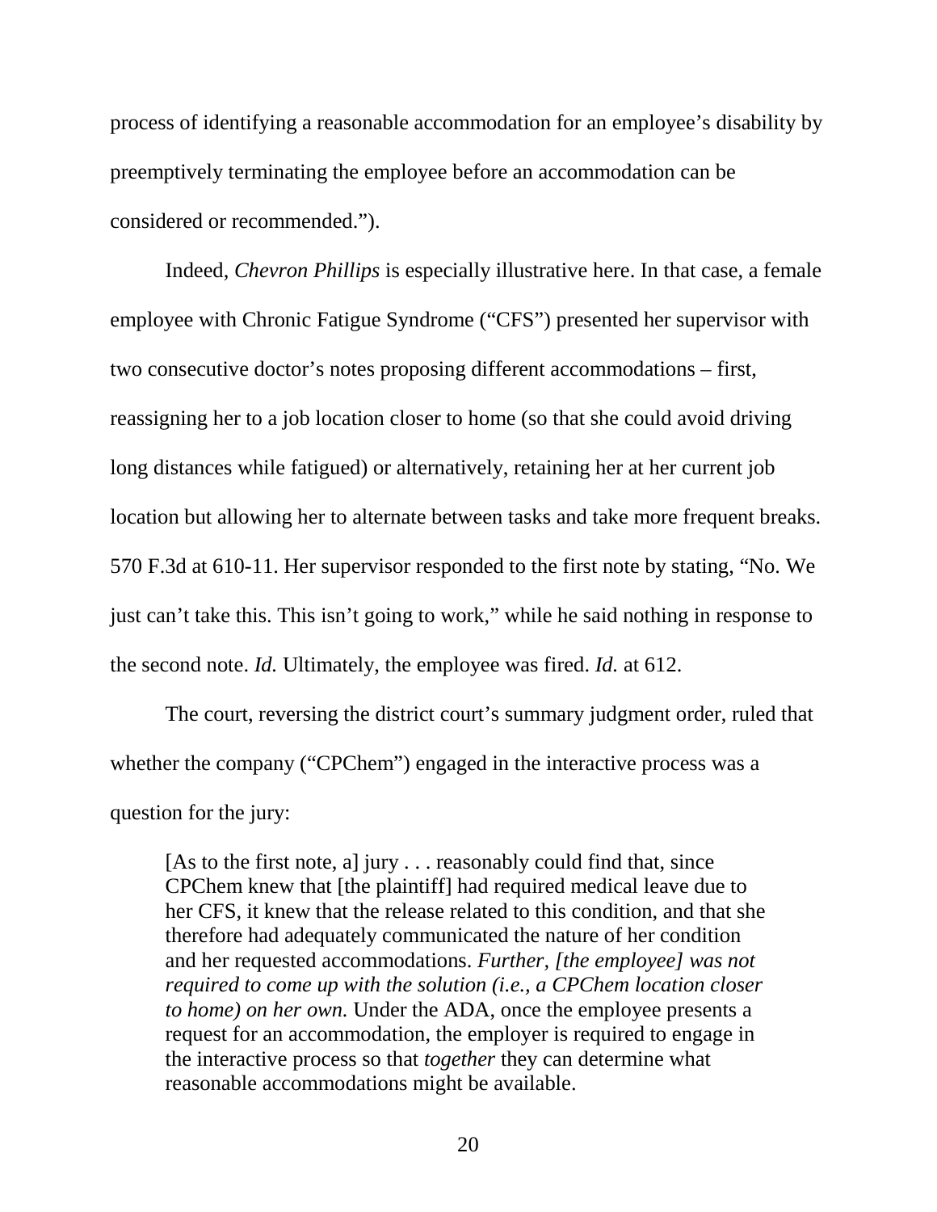process of identifying a reasonable accommodation for an employee's disability by preemptively terminating the employee before an accommodation can be considered or recommended.").

Indeed, *Chevron Phillips* is especially illustrative here. In that case, a female employee with Chronic Fatigue Syndrome ("CFS") presented her supervisor with two consecutive doctor's notes proposing different accommodations – first, reassigning her to a job location closer to home (so that she could avoid driving long distances while fatigued) or alternatively, retaining her at her current job location but allowing her to alternate between tasks and take more frequent breaks. 570 F.3d at 610-11. Her supervisor responded to the first note by stating, "No. We just can't take this. This isn't going to work," while he said nothing in response to the second note. *Id.* Ultimately, the employee was fired. *Id.* at 612.

The court, reversing the district court's summary judgment order, ruled that whether the company ("CPChem") engaged in the interactive process was a question for the jury:

> [As to the first note, a] jury . . . reasonably could find that, since CPChem knew that [the plaintiff] had required medical leave due to her CFS, it knew that the release related to this condition, and that she therefore had adequately communicated the nature of her condition and her requested accommodations. *Further, [the employee] was not required to come up with the solution (i.e., a CPChem location closer to home) on her own.* Under the ADA, once the employee presents a request for an accommodation, the employer is required to engage in the interactive process so that *together* they can determine what reasonable accommodations might be available.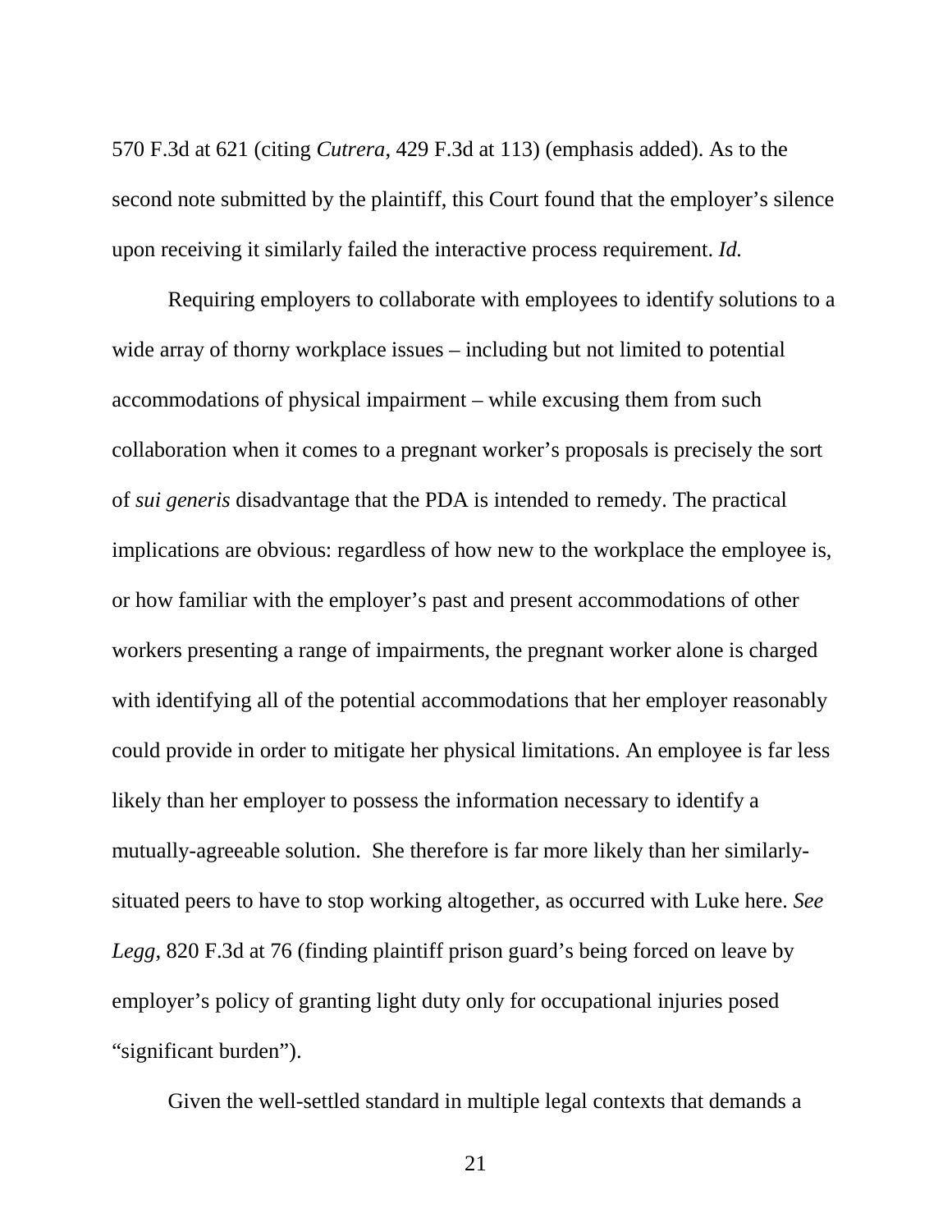570 F.3d at 621 (citing *Cutrera*, 429 F.3d at 113) (emphasis added). As to the second note submitted by the plaintiff, this Court found that the employer's silence upon receiving it similarly failed the interactive process requirement. *Id.*

Requiring employers to collaborate with employees to identify solutions to a wide array of thorny workplace issues – including but not limited to potential accommodations of physical impairment – while excusing them from such collaboration when it comes to a pregnant worker's proposals is precisely the sort of *sui generis* disadvantage that the PDA is intended to remedy. The practical implications are obvious: regardless of how new to the workplace the employee is, or how familiar with the employer's past and present accommodations of other workers presenting a range of impairments, the pregnant worker alone is charged with identifying all of the potential accommodations that her employer reasonably could provide in order to mitigate her physical limitations. An employee is far less likely than her employer to possess the information necessary to identify a mutually-agreeable solution. She therefore is far more likely than her similarly-situated peers to have to stop working altogether, as occurred with Luke here. *See Legg*, 820 F.3d at 76 (finding plaintiff prison guard's being forced on leave by employer's policy of granting light duty only for occupational injuries posed "significant burden").

Given the well-settled standard in multiple legal contexts that demands a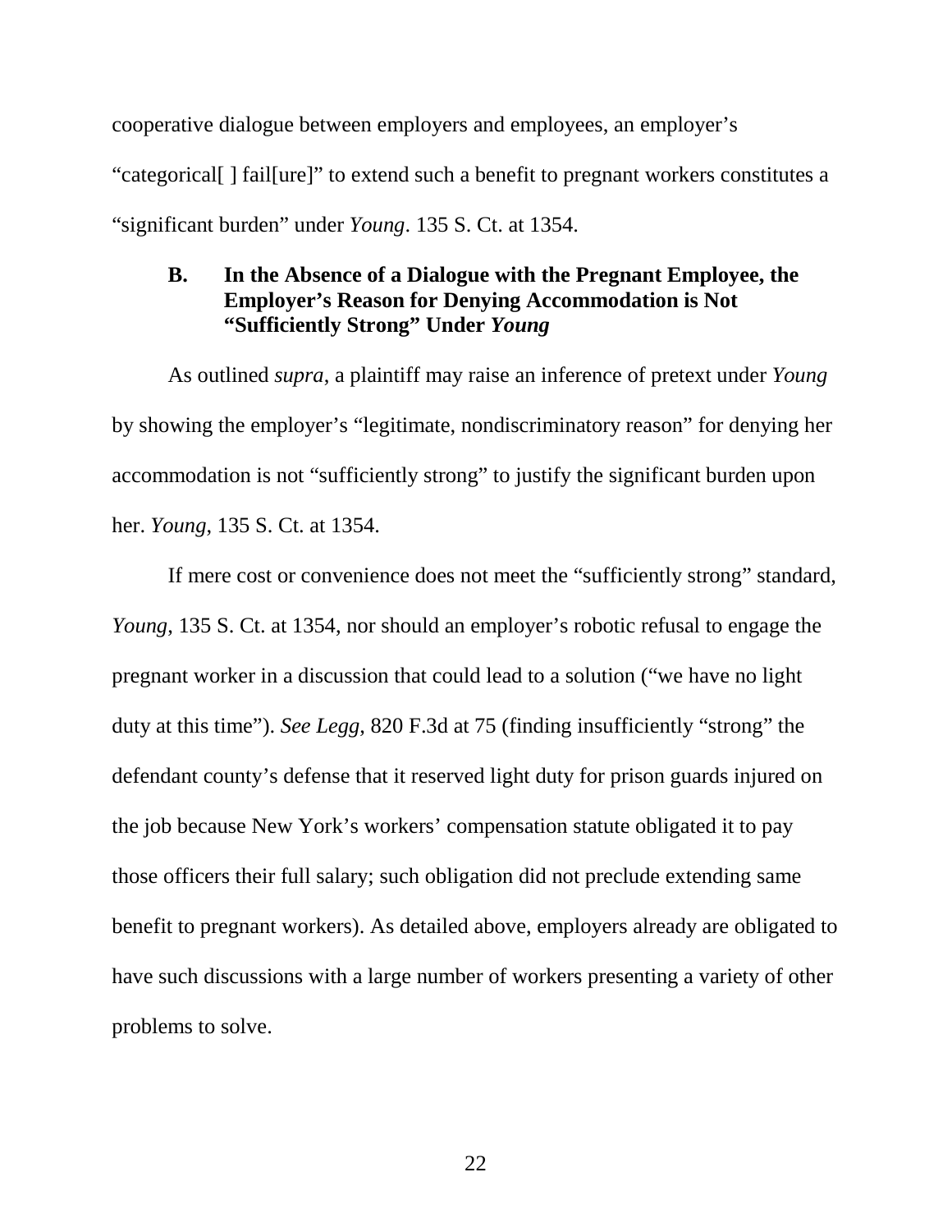cooperative dialogue between employers and employees, an employer's "categorical[ ] fail[ure]" to extend such a benefit to pregnant workers constitutes a "significant burden" under *Young*. 135 S. Ct. at 1354.

### B. In the Absence of a Dialogue with the Pregnant Employee, the Employer's Reason for Denying Accommodation is Not "Sufficiently Strong" Under *Young*

As outlined *supra*, a plaintiff may raise an inference of pretext under *Young* by showing the employer's "legitimate, nondiscriminatory reason" for denying her accommodation is not "sufficiently strong" to justify the significant burden upon her. *Young*, 135 S. Ct. at 1354.

If mere cost or convenience does not meet the "sufficiently strong" standard, *Young*, 135 S. Ct. at 1354, nor should an employer's robotic refusal to engage the pregnant worker in a discussion that could lead to a solution ("we have no light duty at this time"). *See Legg*, 820 F.3d at 75 (finding insufficiently "strong" the defendant county's defense that it reserved light duty for prison guards injured on the job because New York's workers' compensation statute obligated it to pay those officers their full salary; such obligation did not preclude extending same benefit to pregnant workers). As detailed above, employers already are obligated to have such discussions with a large number of workers presenting a variety of other problems to solve.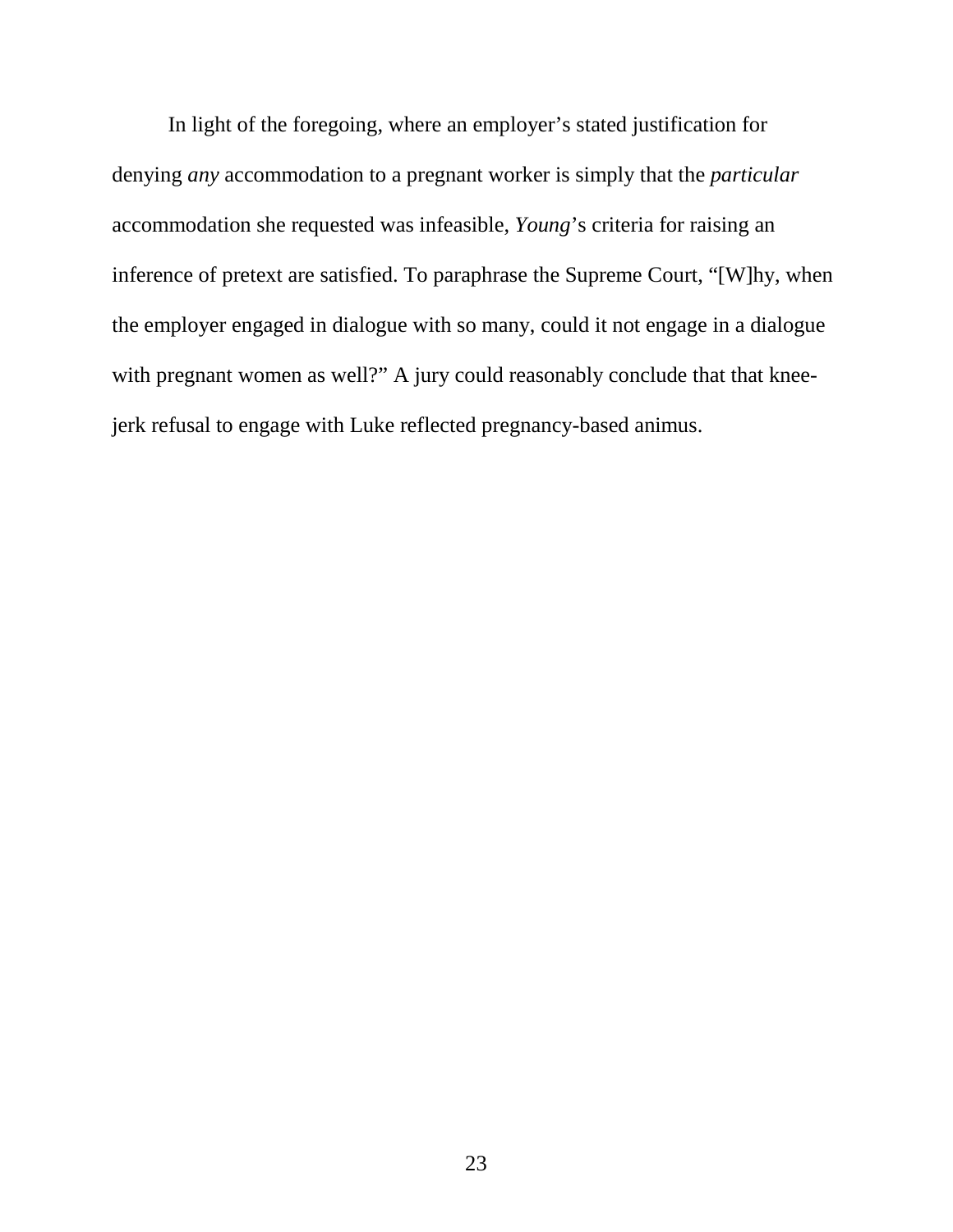In light of the foregoing, where an employer's stated justification for denying *any* accommodation to a pregnant worker is simply that the *particular* accommodation she requested was infeasible, *Young*'s criteria for raising an inference of pretext are satisfied. To paraphrase the Supreme Court, "[W]hy, when the employer engaged in dialogue with so many, could it not engage in a dialogue with pregnant women as well?" A jury could reasonably conclude that that knee-jerk refusal to engage with Luke reflected pregnancy-based animus.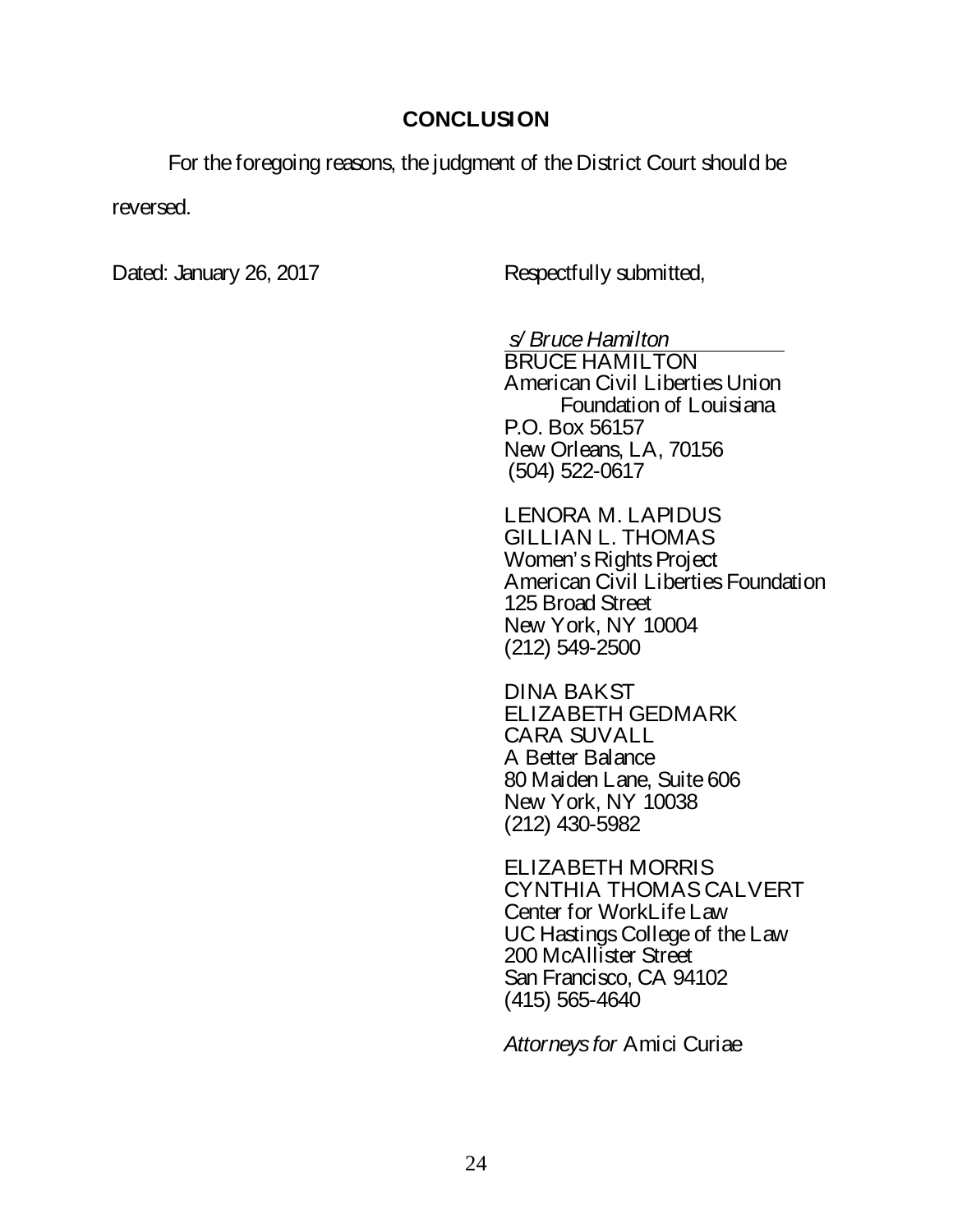## CONCLUSION

For the foregoing reasons, the judgment of the District Court should be reversed.

Dated: January 26, 2017

Respectfully submitted,

*s/ Bruce Hamilton*
BRUCE HAMILTON
American Civil Liberties Union
Foundation of Louisiana
P.O. Box 56157
New Orleans, LA, 70156
(504) 522-0617

LENORA M. LAPIDUS
GILLIAN L. THOMAS
Women's Rights Project
American Civil Liberties Foundation
125 Broad Street
New York, NY 10004
(212) 549-2500

DINA BAKST
ELIZABETH GEDMARK
CARA SUVALL
A Better Balance
80 Maiden Lane, Suite 606
New York, NY 10038
(212) 430-5982

ELIZABETH MORRIS
CYNTHIA THOMAS CALVERT
Center for WorkLife Law
UC Hastings College of the Law
200 McAllister Street
San Francisco, CA 94102
(415) 565-4640

*Attorneys for* Amici Curiae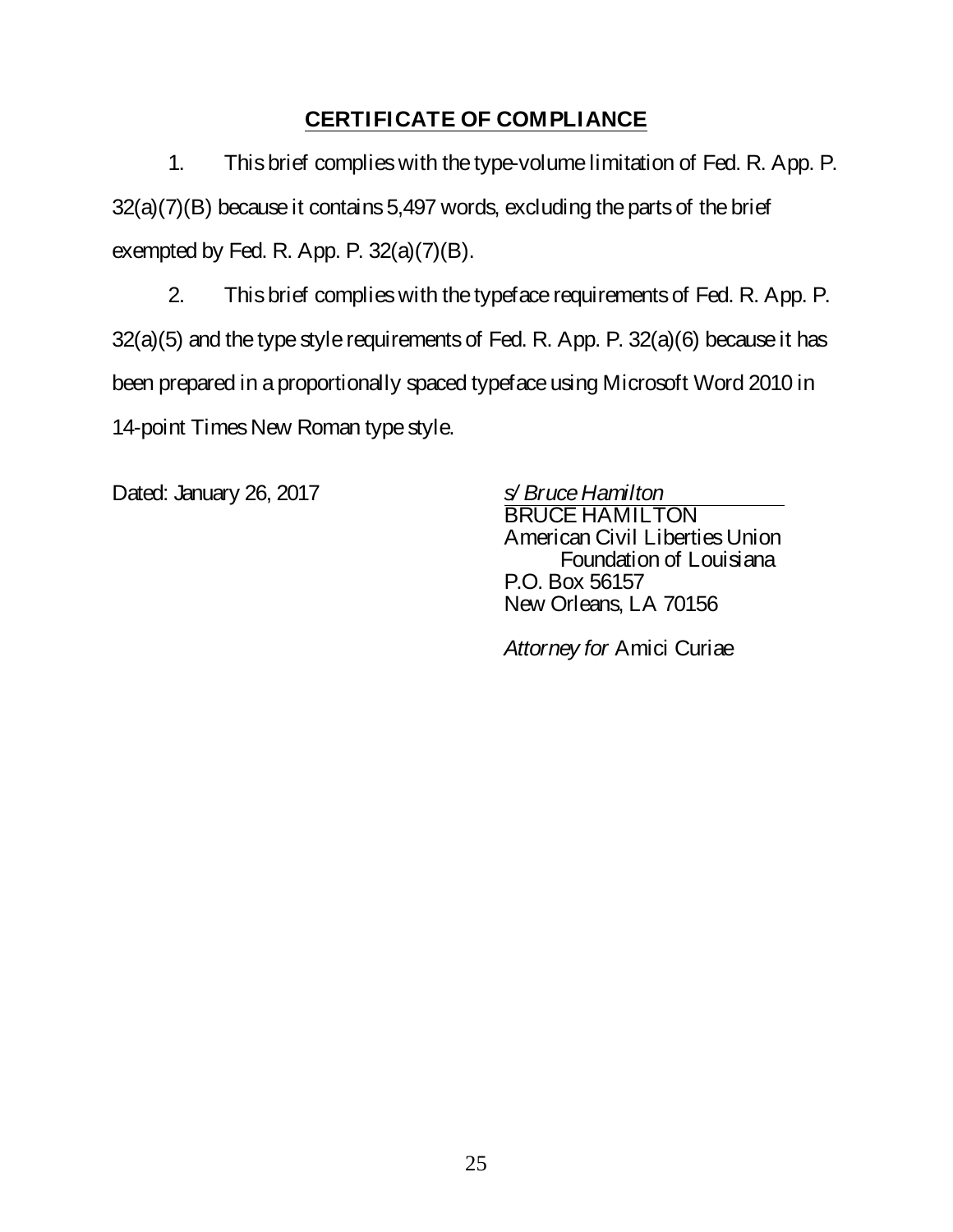## **CERTIFICATE OF COMPLIANCE**

1. This brief complies with the type-volume limitation of Fed. R. App. P. 32(a)(7)(B) because it contains 5,497 words, excluding the parts of the brief exempted by Fed. R. App. P. 32(a)(7)(B).

2. This brief complies with the typeface requirements of Fed. R. App. P. 32(a)(5) and the type style requirements of Fed. R. App. P. 32(a)(6) because it has been prepared in a proportionally spaced typeface using Microsoft Word 2010 in 14-point Times New Roman type style.

Dated: January 26, 2017

*s/ Bruce Hamilton*  
BRUCE HAMILTON  
American Civil Liberties Union  
Foundation of Louisiana  
P.O. Box 56157  
New Orleans, LA 70156

*Attorney for* Amici Curiae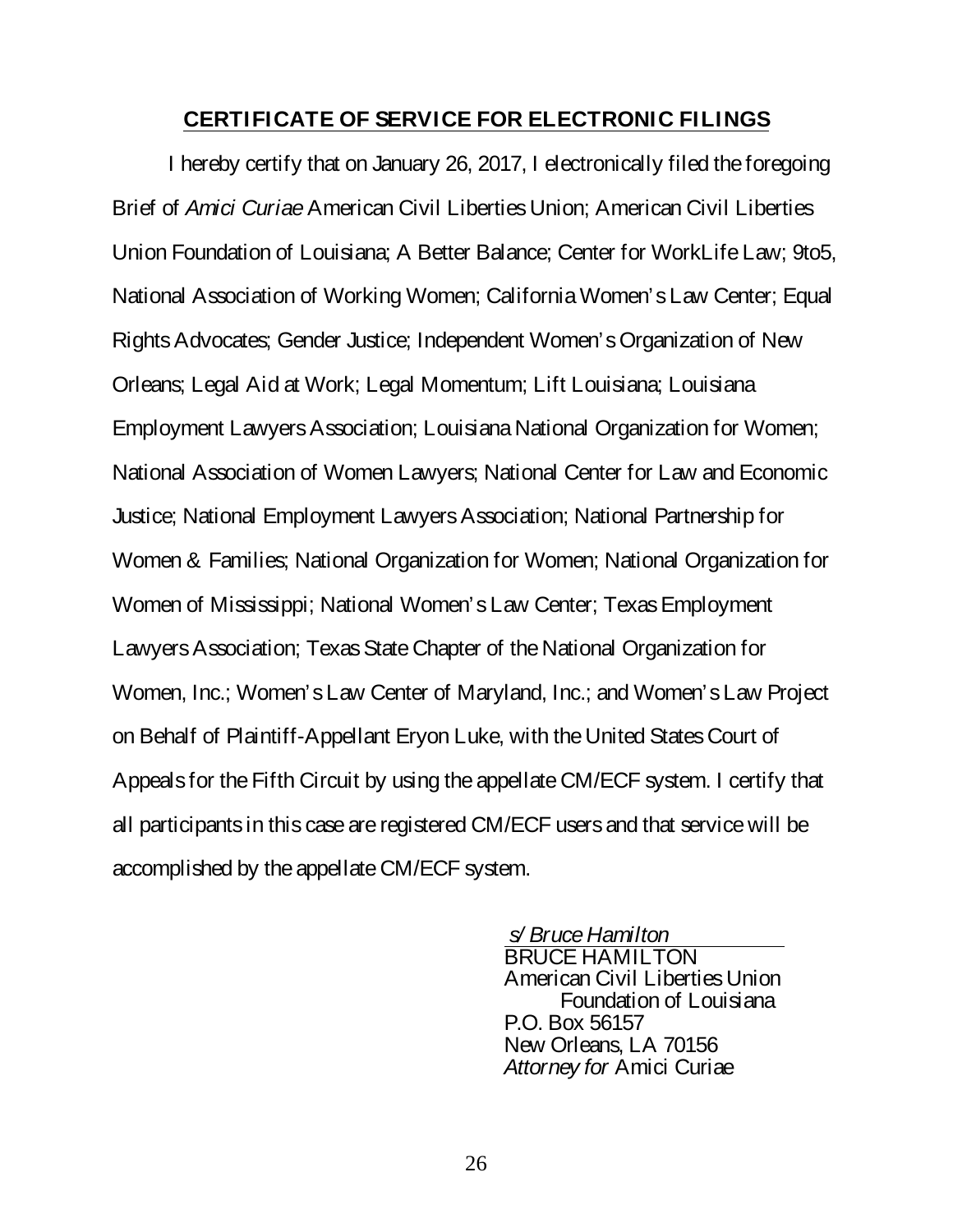## CERTIFICATE OF SERVICE FOR ELECTRONIC FILINGS

I hereby certify that on January 26, 2017, I electronically filed the foregoing Brief of *Amici Curiae* American Civil Liberties Union; American Civil Liberties Union Foundation of Louisiana; A Better Balance; Center for WorkLife Law; 9to5, National Association of Working Women; California Women's Law Center; Equal Rights Advocates; Gender Justice; Independent Women's Organization of New Orleans; Legal Aid at Work; Legal Momentum; Lift Louisiana; Louisiana Employment Lawyers Association; Louisiana National Organization for Women; National Association of Women Lawyers; National Center for Law and Economic Justice; National Employment Lawyers Association; National Partnership for Women & Families; National Organization for Women; National Organization for Women of Mississippi; National Women's Law Center; Texas Employment Lawyers Association; Texas State Chapter of the National Organization for Women, Inc.; Women's Law Center of Maryland, Inc.; and Women's Law Project on Behalf of Plaintiff-Appellant Eryon Luke, with the United States Court of Appeals for the Fifth Circuit by using the appellate CM/ECF system. I certify that all participants in this case are registered CM/ECF users and that service will be accomplished by the appellate CM/ECF system.

*s/ Bruce Hamilton*
BRUCE HAMILTON
American Civil Liberties Union
Foundation of Louisiana
P.O. Box 56157
New Orleans, LA 70156
*Attorney for* Amici Curiae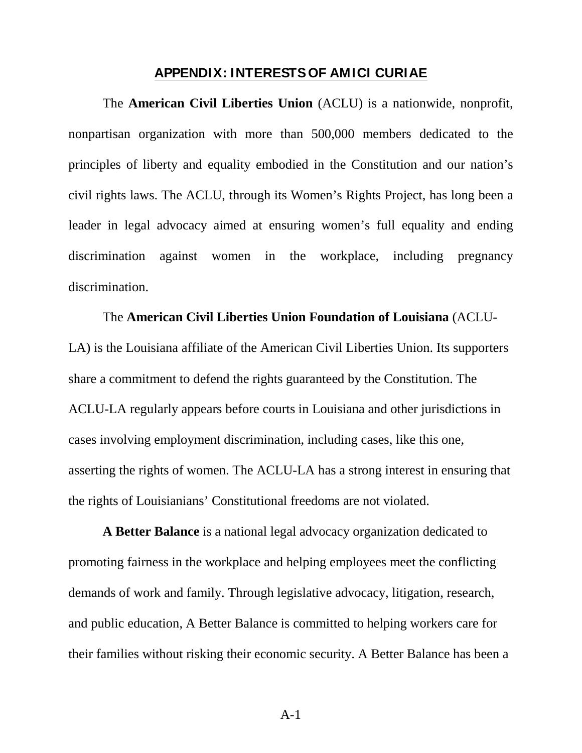## APPENDIX: INTERESTS OF AMICI CURIAE

The **American Civil Liberties Union** (ACLU) is a nationwide, nonprofit, nonpartisan organization with more than 500,000 members dedicated to the principles of liberty and equality embodied in the Constitution and our nation's civil rights laws. The ACLU, through its Women's Rights Project, has long been a leader in legal advocacy aimed at ensuring women's full equality and ending discrimination against women in the workplace, including pregnancy discrimination.

The **American Civil Liberties Union Foundation of Louisiana** (ACLU-LA) is the Louisiana affiliate of the American Civil Liberties Union. Its supporters share a commitment to defend the rights guaranteed by the Constitution. The ACLU-LA regularly appears before courts in Louisiana and other jurisdictions in cases involving employment discrimination, including cases, like this one, asserting the rights of women. The ACLU-LA has a strong interest in ensuring that the rights of Louisianians' Constitutional freedoms are not violated.

**A Better Balance** is a national legal advocacy organization dedicated to promoting fairness in the workplace and helping employees meet the conflicting demands of work and family. Through legislative advocacy, litigation, research, and public education, A Better Balance is committed to helping workers care for their families without risking their economic security. A Better Balance has been a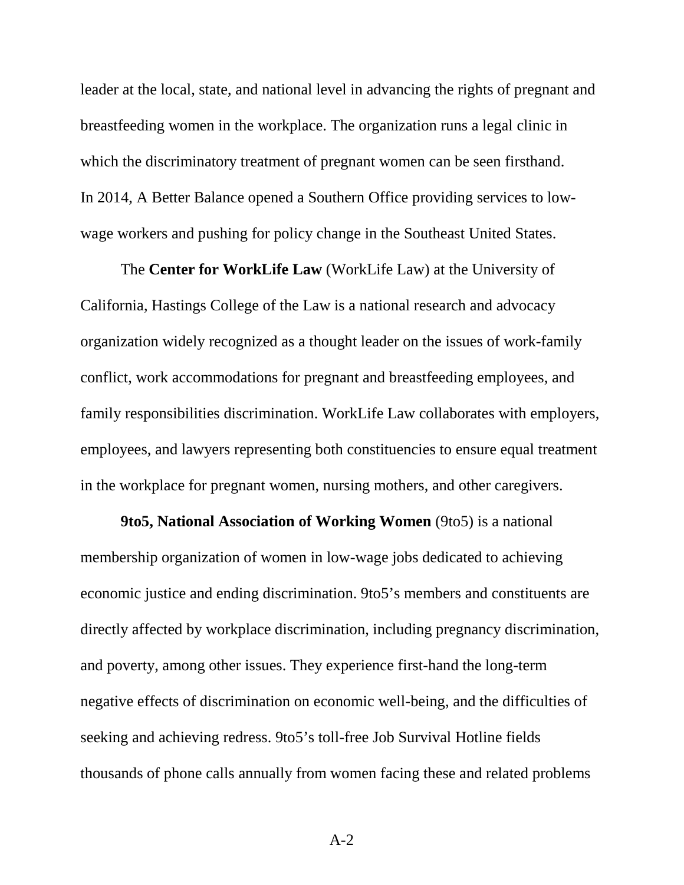leader at the local, state, and national level in advancing the rights of pregnant and breastfeeding women in the workplace. The organization runs a legal clinic in which the discriminatory treatment of pregnant women can be seen firsthand. In 2014, A Better Balance opened a Southern Office providing services to low-wage workers and pushing for policy change in the Southeast United States.

The **Center for WorkLife Law** (WorkLife Law) at the University of California, Hastings College of the Law is a national research and advocacy organization widely recognized as a thought leader on the issues of work-family conflict, work accommodations for pregnant and breastfeeding employees, and family responsibilities discrimination. WorkLife Law collaborates with employers, employees, and lawyers representing both constituencies to ensure equal treatment in the workplace for pregnant women, nursing mothers, and other caregivers.

**9to5, National Association of Working Women** (9to5) is a national membership organization of women in low-wage jobs dedicated to achieving economic justice and ending discrimination. 9to5's members and constituents are directly affected by workplace discrimination, including pregnancy discrimination, and poverty, among other issues. They experience first-hand the long-term negative effects of discrimination on economic well-being, and the difficulties of seeking and achieving redress. 9to5's toll-free Job Survival Hotline fields thousands of phone calls annually from women facing these and related problems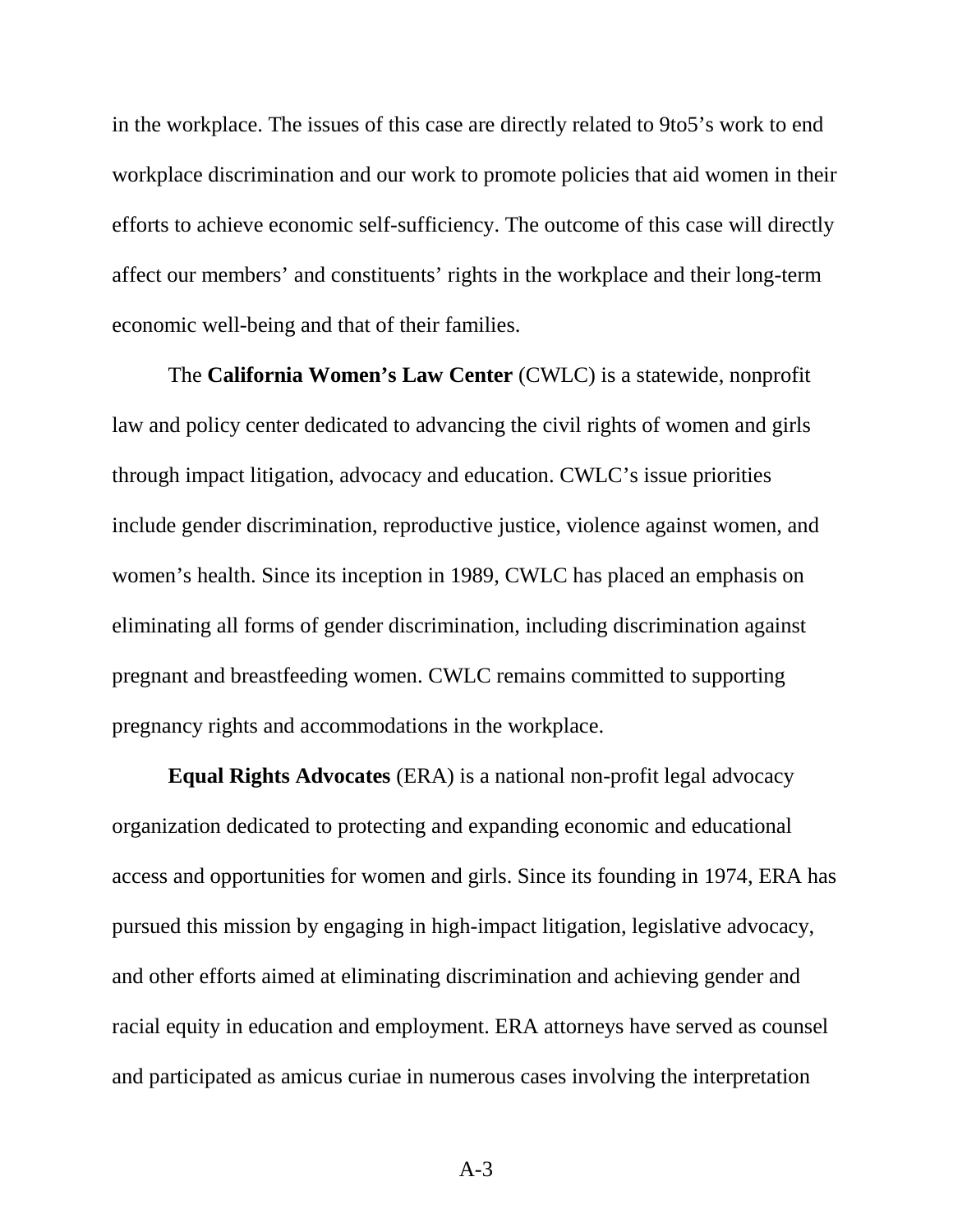in the workplace. The issues of this case are directly related to 9to5's work to end workplace discrimination and our work to promote policies that aid women in their efforts to achieve economic self-sufficiency. The outcome of this case will directly affect our members' and constituents' rights in the workplace and their long-term economic well-being and that of their families.

The **California Women's Law Center** (CWLC) is a statewide, nonprofit law and policy center dedicated to advancing the civil rights of women and girls through impact litigation, advocacy and education. CWLC's issue priorities include gender discrimination, reproductive justice, violence against women, and women's health. Since its inception in 1989, CWLC has placed an emphasis on eliminating all forms of gender discrimination, including discrimination against pregnant and breastfeeding women. CWLC remains committed to supporting pregnancy rights and accommodations in the workplace.

**Equal Rights Advocates** (ERA) is a national non-profit legal advocacy organization dedicated to protecting and expanding economic and educational access and opportunities for women and girls. Since its founding in 1974, ERA has pursued this mission by engaging in high-impact litigation, legislative advocacy, and other efforts aimed at eliminating discrimination and achieving gender and racial equity in education and employment. ERA attorneys have served as counsel and participated as amicus curiae in numerous cases involving the interpretation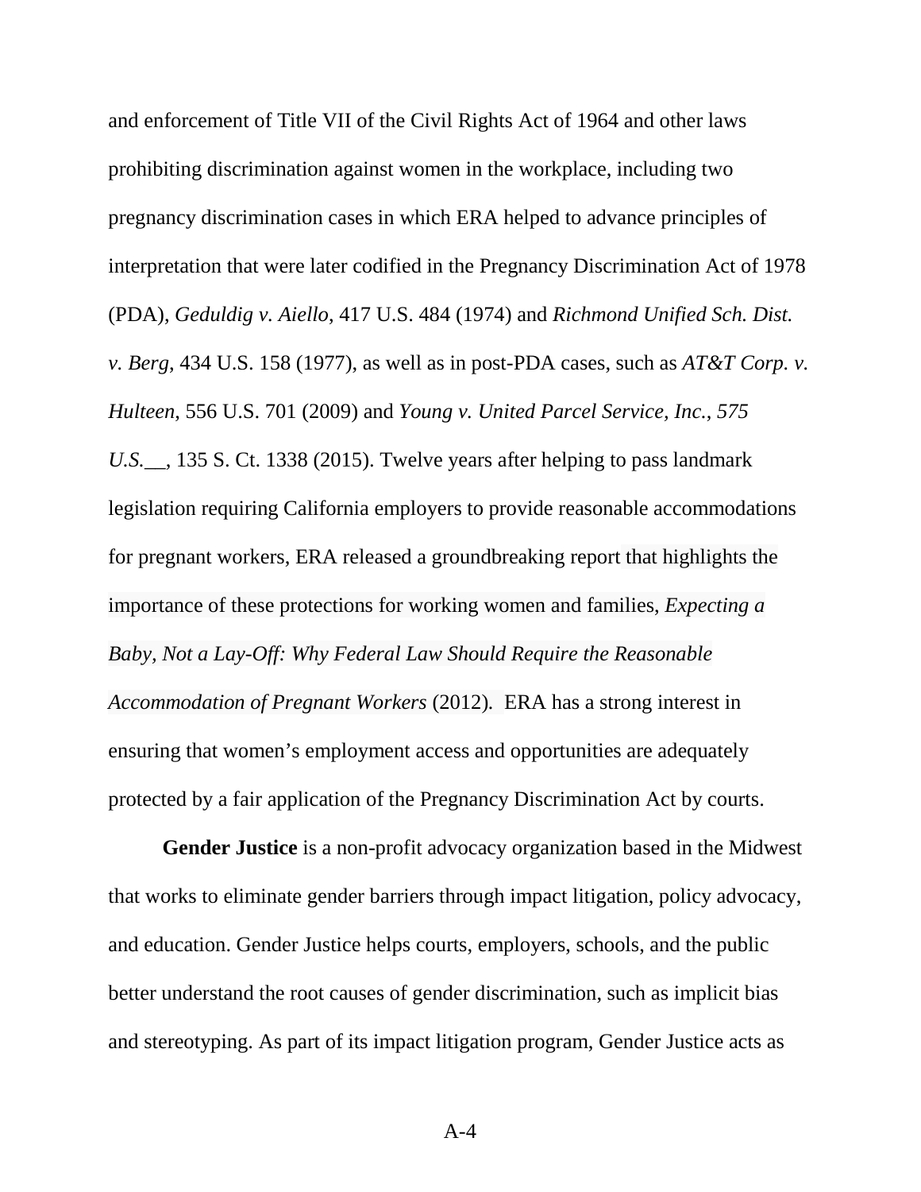and enforcement of Title VII of the Civil Rights Act of 1964 and other laws prohibiting discrimination against women in the workplace, including two pregnancy discrimination cases in which ERA helped to advance principles of interpretation that were later codified in the Pregnancy Discrimination Act of 1978 (PDA), *Geduldig v. Aiello*, 417 U.S. 484 (1974) and *Richmond Unified Sch. Dist. v. Berg*, 434 U.S. 158 (1977), as well as in post-PDA cases, such as *AT&T Corp. v. Hulteen*, 556 U.S. 701 (2009) and *Young v. United Parcel Service, Inc.*, *575 U.S.*__, 135 S. Ct. 1338 (2015). Twelve years after helping to pass landmark legislation requiring California employers to provide reasonable accommodations for pregnant workers, ERA released a groundbreaking report that highlights the importance of these protections for working women and families, *Expecting a Baby, Not a Lay-Off: Why Federal Law Should Require the Reasonable Accommodation of Pregnant Workers* (2012). ERA has a strong interest in ensuring that women's employment access and opportunities are adequately protected by a fair application of the Pregnancy Discrimination Act by courts.

**Gender Justice** is a non-profit advocacy organization based in the Midwest that works to eliminate gender barriers through impact litigation, policy advocacy, and education. Gender Justice helps courts, employers, schools, and the public better understand the root causes of gender discrimination, such as implicit bias and stereotyping. As part of its impact litigation program, Gender Justice acts as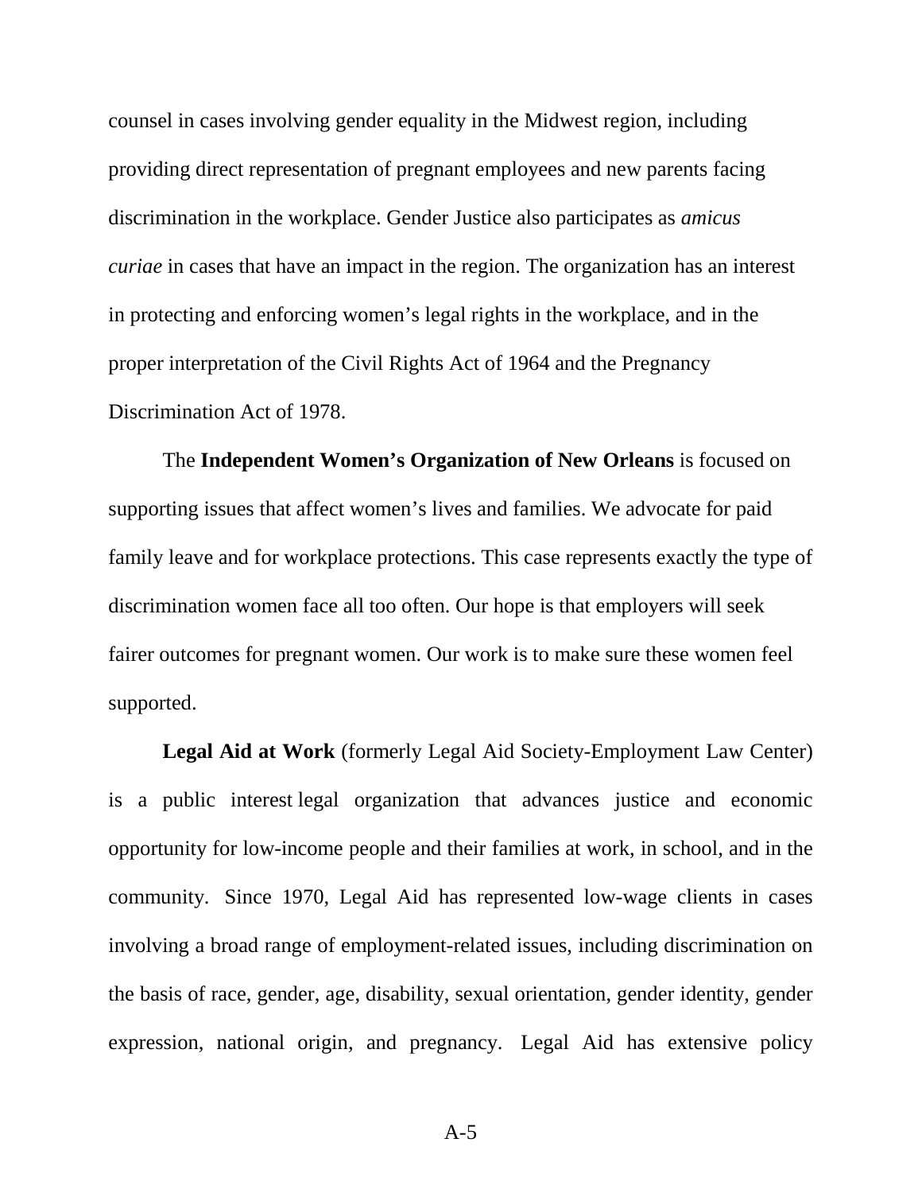counsel in cases involving gender equality in the Midwest region, including providing direct representation of pregnant employees and new parents facing discrimination in the workplace. Gender Justice also participates as *amicus curiae* in cases that have an impact in the region. The organization has an interest in protecting and enforcing women's legal rights in the workplace, and in the proper interpretation of the Civil Rights Act of 1964 and the Pregnancy Discrimination Act of 1978.

The **Independent Women's Organization of New Orleans** is focused on supporting issues that affect women's lives and families. We advocate for paid family leave and for workplace protections. This case represents exactly the type of discrimination women face all too often. Our hope is that employers will seek fairer outcomes for pregnant women. Our work is to make sure these women feel supported.

**Legal Aid at Work** (formerly Legal Aid Society-Employment Law Center) is a public interest legal organization that advances justice and economic opportunity for low-income people and their families at work, in school, and in the community. Since 1970, Legal Aid has represented low-wage clients in cases involving a broad range of employment-related issues, including discrimination on the basis of race, gender, age, disability, sexual orientation, gender identity, gender expression, national origin, and pregnancy. Legal Aid has extensive policy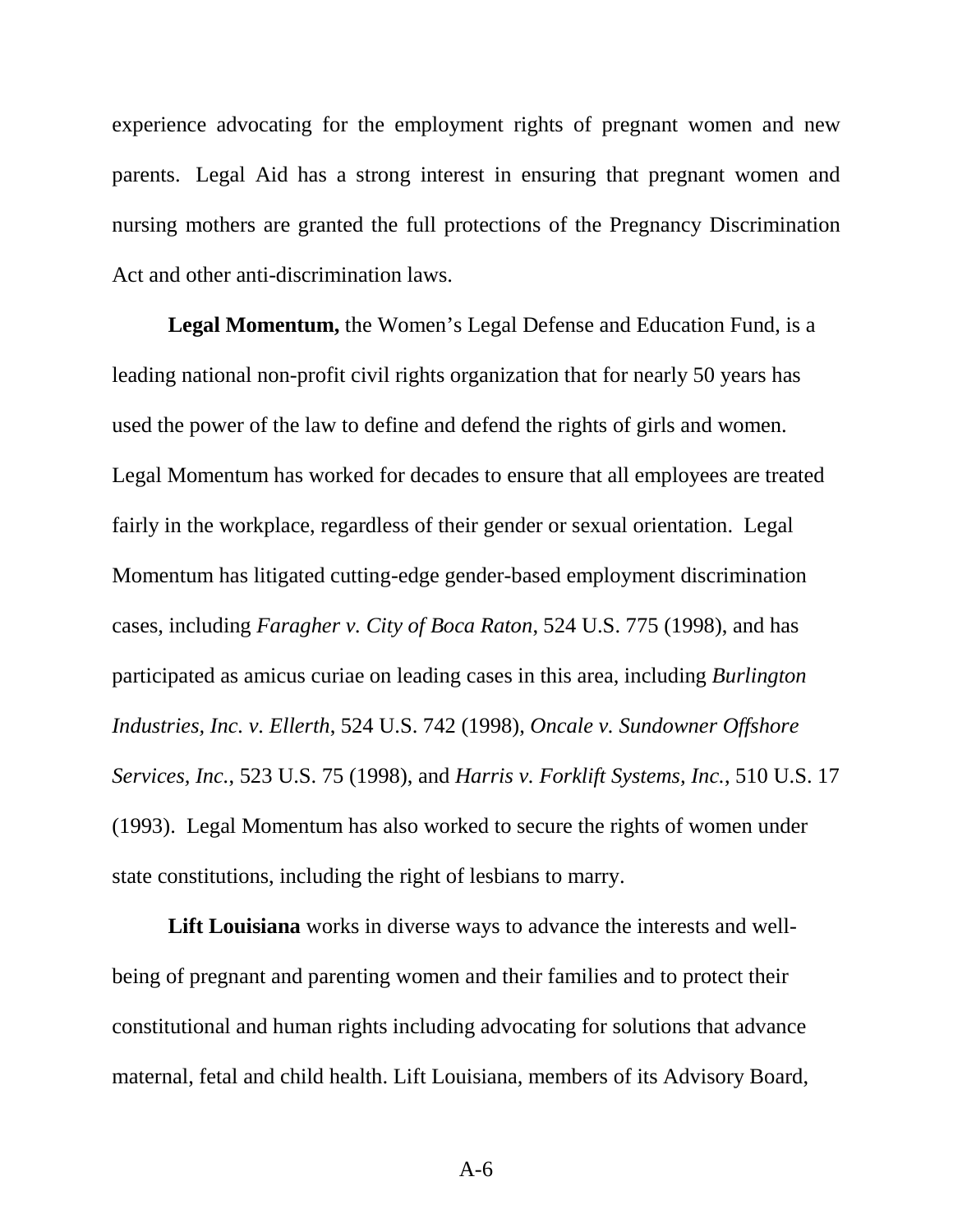experience advocating for the employment rights of pregnant women and new parents. Legal Aid has a strong interest in ensuring that pregnant women and nursing mothers are granted the full protections of the Pregnancy Discrimination Act and other anti-discrimination laws.

**Legal Momentum,** the Women's Legal Defense and Education Fund, is a leading national non-profit civil rights organization that for nearly 50 years has used the power of the law to define and defend the rights of girls and women. Legal Momentum has worked for decades to ensure that all employees are treated fairly in the workplace, regardless of their gender or sexual orientation. Legal Momentum has litigated cutting-edge gender-based employment discrimination cases, including *Faragher v. City of Boca Raton*, 524 U.S. 775 (1998), and has participated as amicus curiae on leading cases in this area, including *Burlington Industries, Inc. v. Ellerth*, 524 U.S. 742 (1998), *Oncale v. Sundowner Offshore Services, Inc.*, 523 U.S. 75 (1998), and *Harris v. Forklift Systems, Inc.*, 510 U.S. 17 (1993). Legal Momentum has also worked to secure the rights of women under state constitutions, including the right of lesbians to marry.

**Lift Louisiana** works in diverse ways to advance the interests and well-being of pregnant and parenting women and their families and to protect their constitutional and human rights including advocating for solutions that advance maternal, fetal and child health. Lift Louisiana, members of its Advisory Board,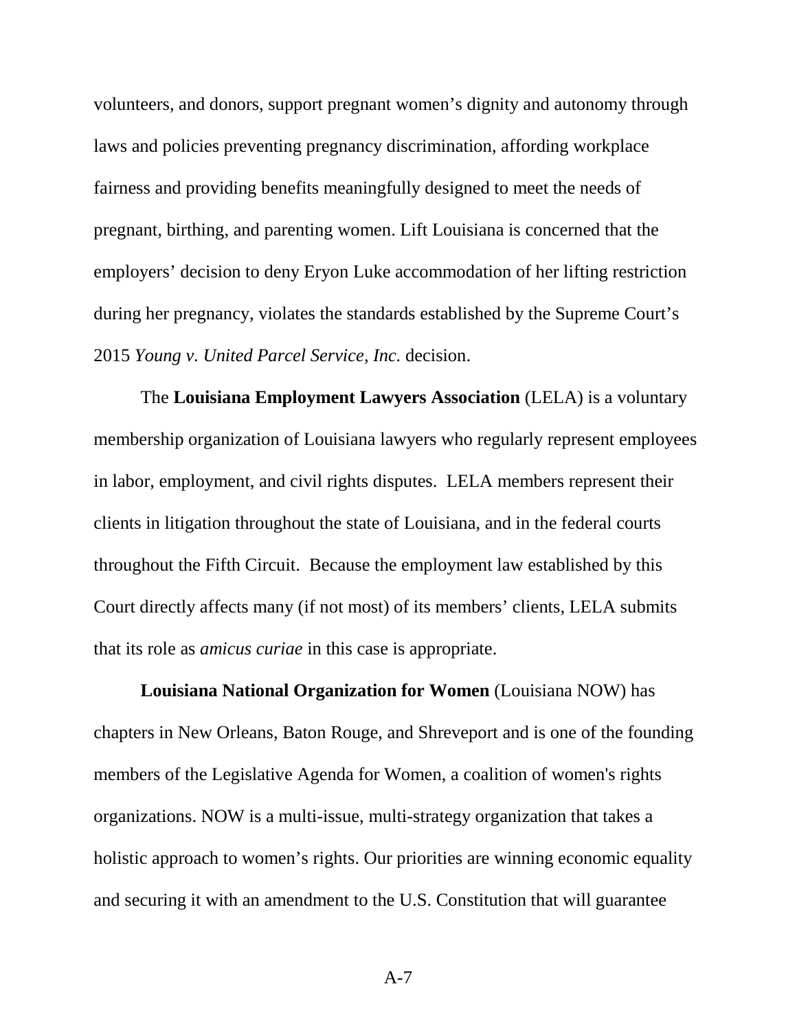volunteers, and donors, support pregnant women's dignity and autonomy through laws and policies preventing pregnancy discrimination, affording workplace fairness and providing benefits meaningfully designed to meet the needs of pregnant, birthing, and parenting women. Lift Louisiana is concerned that the employers' decision to deny Eryon Luke accommodation of her lifting restriction during her pregnancy, violates the standards established by the Supreme Court's 2015 *Young v. United Parcel Service, Inc.* decision.

The **Louisiana Employment Lawyers Association** (LELA) is a voluntary membership organization of Louisiana lawyers who regularly represent employees in labor, employment, and civil rights disputes. LELA members represent their clients in litigation throughout the state of Louisiana, and in the federal courts throughout the Fifth Circuit. Because the employment law established by this Court directly affects many (if not most) of its members' clients, LELA submits that its role as *amicus curiae* in this case is appropriate.

**Louisiana National Organization for Women** (Louisiana NOW) has chapters in New Orleans, Baton Rouge, and Shreveport and is one of the founding members of the Legislative Agenda for Women, a coalition of women's rights organizations. NOW is a multi-issue, multi-strategy organization that takes a holistic approach to women's rights. Our priorities are winning economic equality and securing it with an amendment to the U.S. Constitution that will guarantee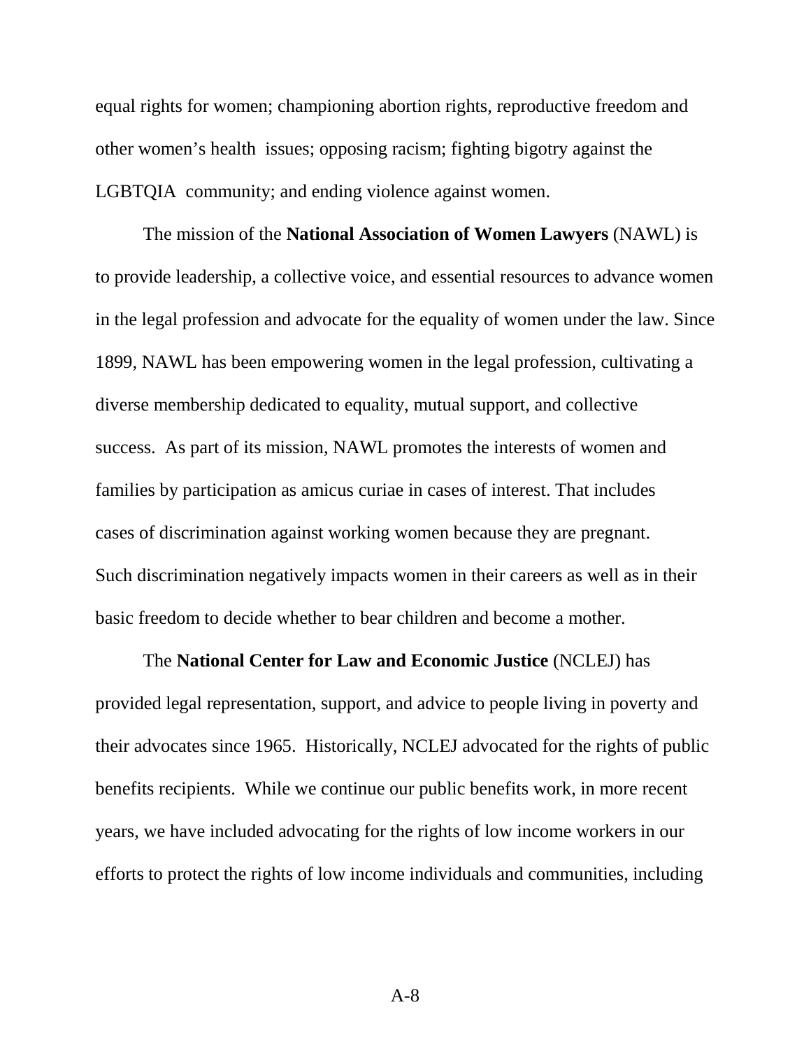equal rights for women; championing abortion rights, reproductive freedom and other women's health issues; opposing racism; fighting bigotry against the LGBTQIA community; and ending violence against women.

The mission of the **National Association of Women Lawyers** (NAWL) is to provide leadership, a collective voice, and essential resources to advance women in the legal profession and advocate for the equality of women under the law. Since 1899, NAWL has been empowering women in the legal profession, cultivating a diverse membership dedicated to equality, mutual support, and collective success. As part of its mission, NAWL promotes the interests of women and families by participation as amicus curiae in cases of interest. That includes cases of discrimination against working women because they are pregnant. Such discrimination negatively impacts women in their careers as well as in their basic freedom to decide whether to bear children and become a mother.

The **National Center for Law and Economic Justice** (NCLEJ) has provided legal representation, support, and advice to people living in poverty and their advocates since 1965. Historically, NCLEJ advocated for the rights of public benefits recipients. While we continue our public benefits work, in more recent years, we have included advocating for the rights of low income workers in our efforts to protect the rights of low income individuals and communities, including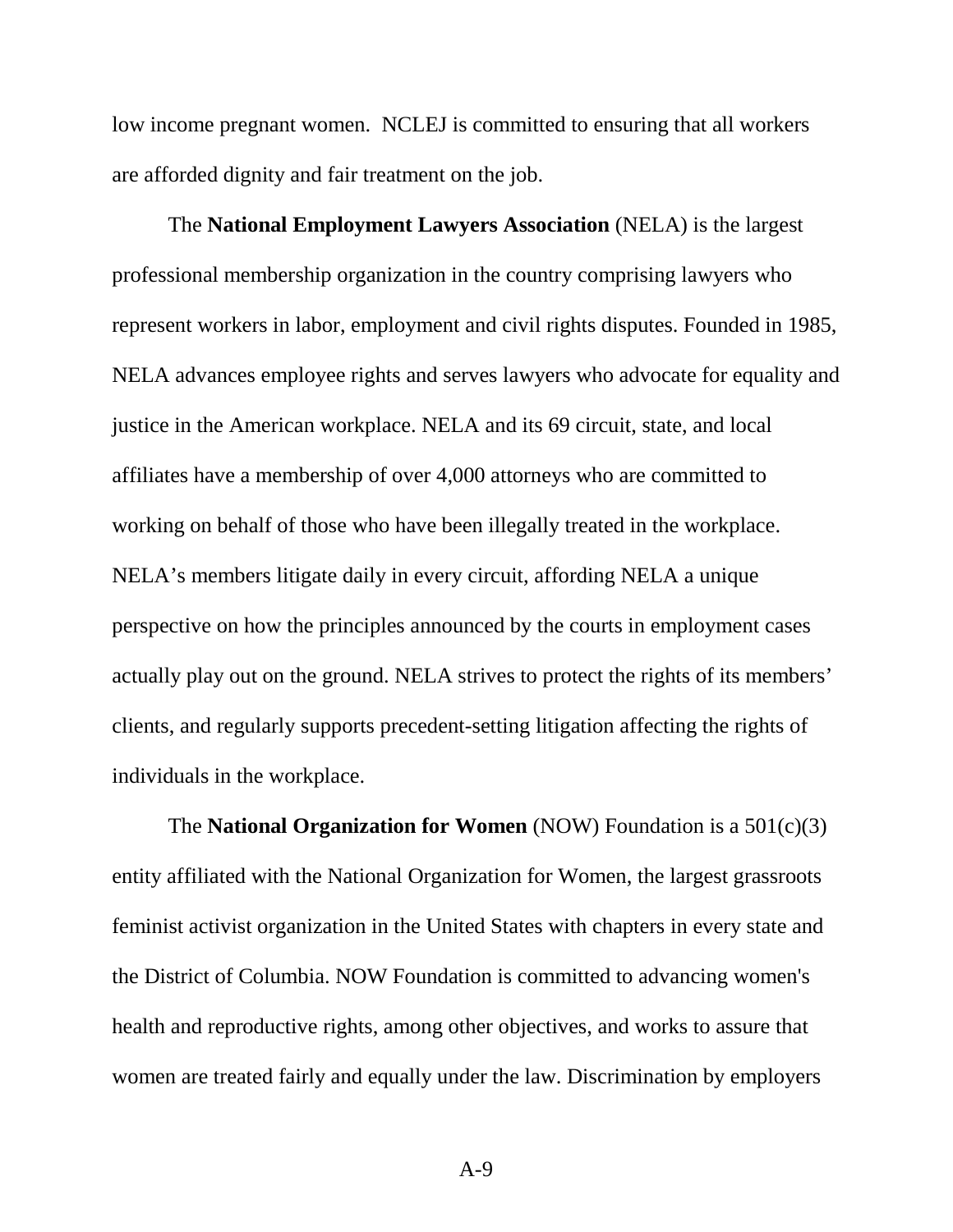low income pregnant women. NCLEJ is committed to ensuring that all workers are afforded dignity and fair treatment on the job.

The **National Employment Lawyers Association** (NELA) is the largest professional membership organization in the country comprising lawyers who represent workers in labor, employment and civil rights disputes. Founded in 1985, NELA advances employee rights and serves lawyers who advocate for equality and justice in the American workplace. NELA and its 69 circuit, state, and local affiliates have a membership of over 4,000 attorneys who are committed to working on behalf of those who have been illegally treated in the workplace. NELA's members litigate daily in every circuit, affording NELA a unique perspective on how the principles announced by the courts in employment cases actually play out on the ground. NELA strives to protect the rights of its members' clients, and regularly supports precedent-setting litigation affecting the rights of individuals in the workplace.

The **National Organization for Women** (NOW) Foundation is a 501(c)(3) entity affiliated with the National Organization for Women, the largest grassroots feminist activist organization in the United States with chapters in every state and the District of Columbia. NOW Foundation is committed to advancing women's health and reproductive rights, among other objectives, and works to assure that women are treated fairly and equally under the law. Discrimination by employers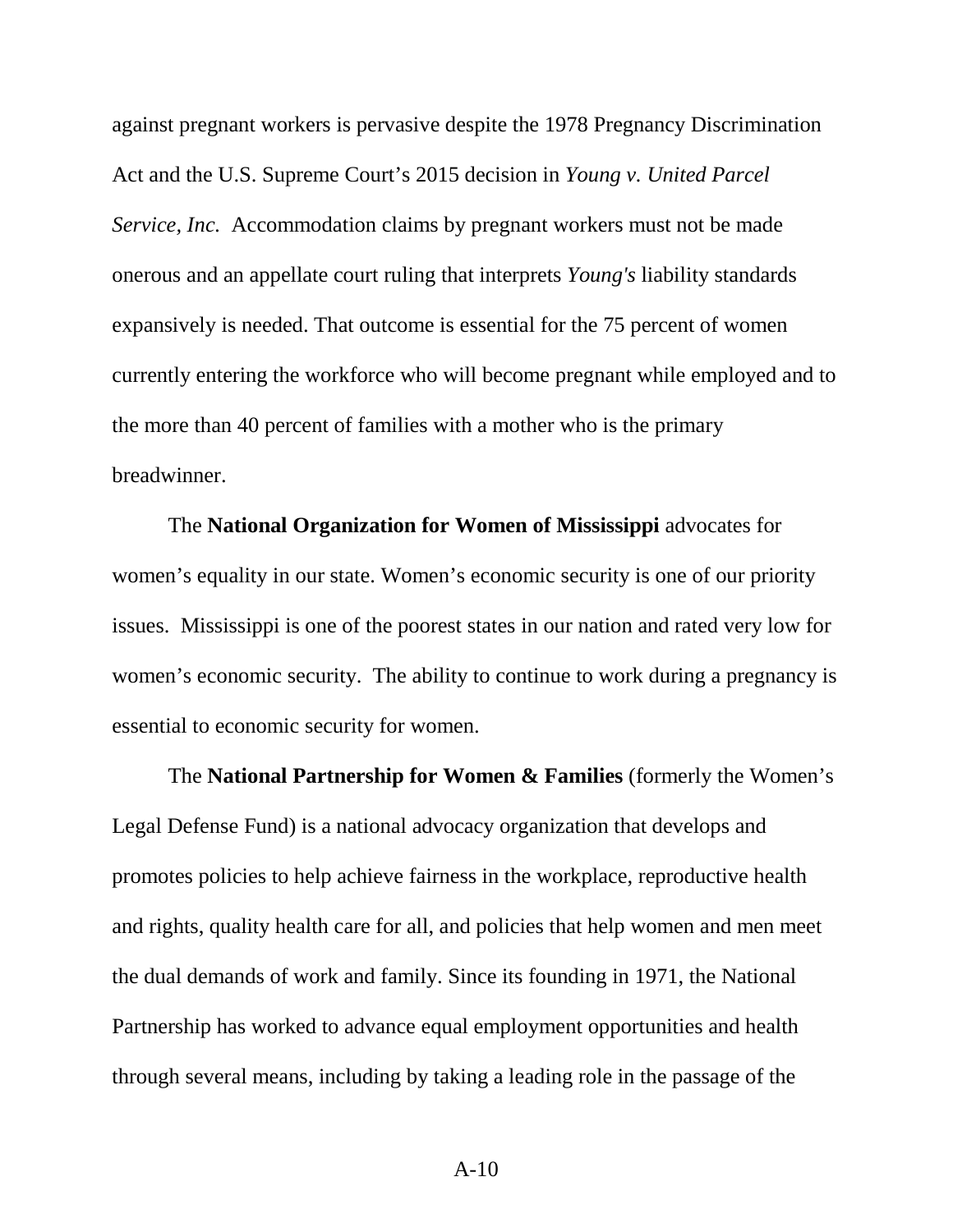against pregnant workers is pervasive despite the 1978 Pregnancy Discrimination Act and the U.S. Supreme Court's 2015 decision in *Young v. United Parcel Service, Inc.* Accommodation claims by pregnant workers must not be made onerous and an appellate court ruling that interprets *Young's* liability standards expansively is needed. That outcome is essential for the 75 percent of women currently entering the workforce who will become pregnant while employed and to the more than 40 percent of families with a mother who is the primary breadwinner.

The **National Organization for Women of Mississippi** advocates for women's equality in our state. Women's economic security is one of our priority issues. Mississippi is one of the poorest states in our nation and rated very low for women's economic security. The ability to continue to work during a pregnancy is essential to economic security for women.

The **National Partnership for Women & Families** (formerly the Women's Legal Defense Fund) is a national advocacy organization that develops and promotes policies to help achieve fairness in the workplace, reproductive health and rights, quality health care for all, and policies that help women and men meet the dual demands of work and family. Since its founding in 1971, the National Partnership has worked to advance equal employment opportunities and health through several means, including by taking a leading role in the passage of the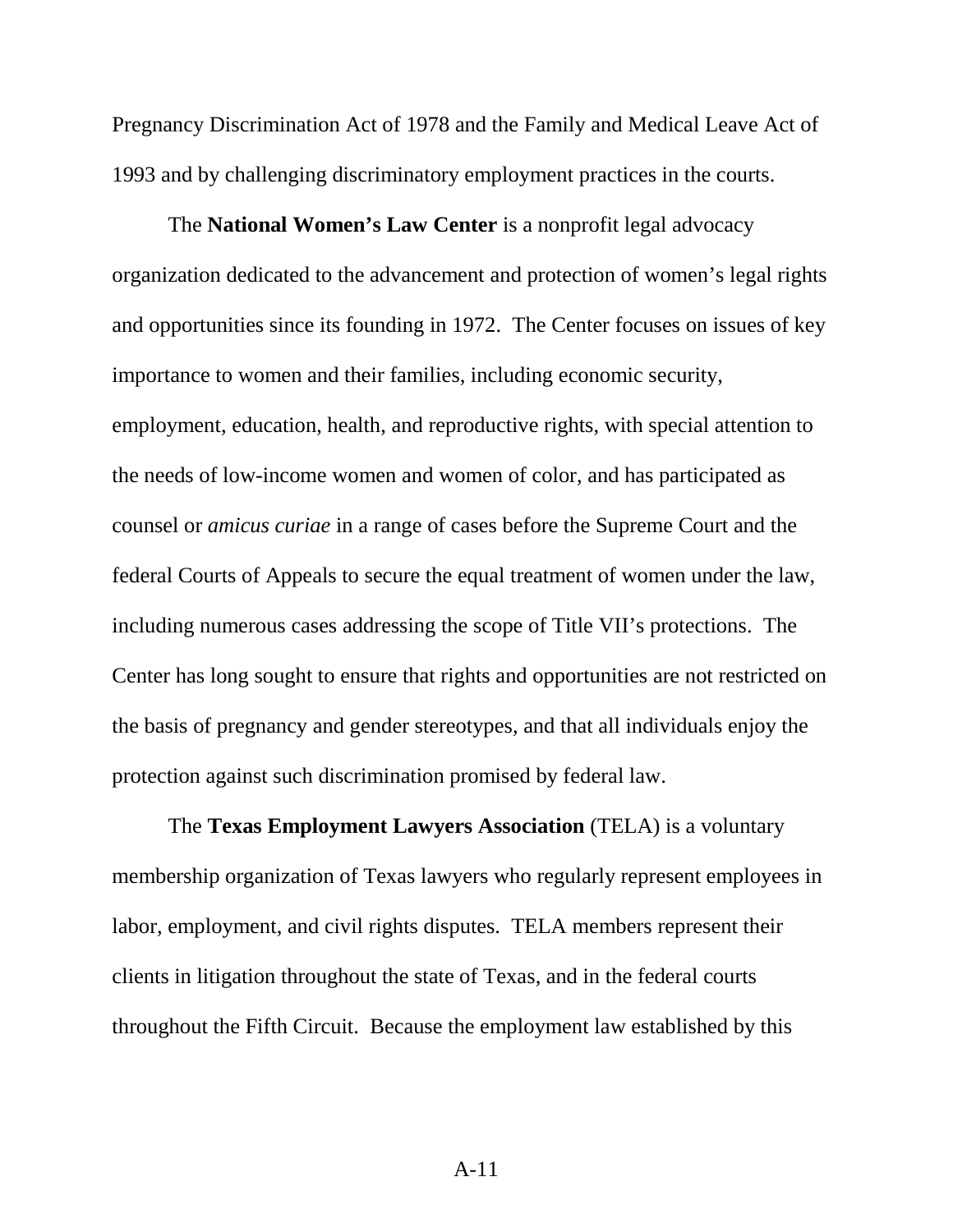Pregnancy Discrimination Act of 1978 and the Family and Medical Leave Act of 1993 and by challenging discriminatory employment practices in the courts.

The **National Women's Law Center** is a nonprofit legal advocacy organization dedicated to the advancement and protection of women's legal rights and opportunities since its founding in 1972. The Center focuses on issues of key importance to women and their families, including economic security, employment, education, health, and reproductive rights, with special attention to the needs of low-income women and women of color, and has participated as counsel or *amicus curiae* in a range of cases before the Supreme Court and the federal Courts of Appeals to secure the equal treatment of women under the law, including numerous cases addressing the scope of Title VII's protections. The Center has long sought to ensure that rights and opportunities are not restricted on the basis of pregnancy and gender stereotypes, and that all individuals enjoy the protection against such discrimination promised by federal law.

The **Texas Employment Lawyers Association** (TELA) is a voluntary membership organization of Texas lawyers who regularly represent employees in labor, employment, and civil rights disputes. TELA members represent their clients in litigation throughout the state of Texas, and in the federal courts throughout the Fifth Circuit. Because the employment law established by this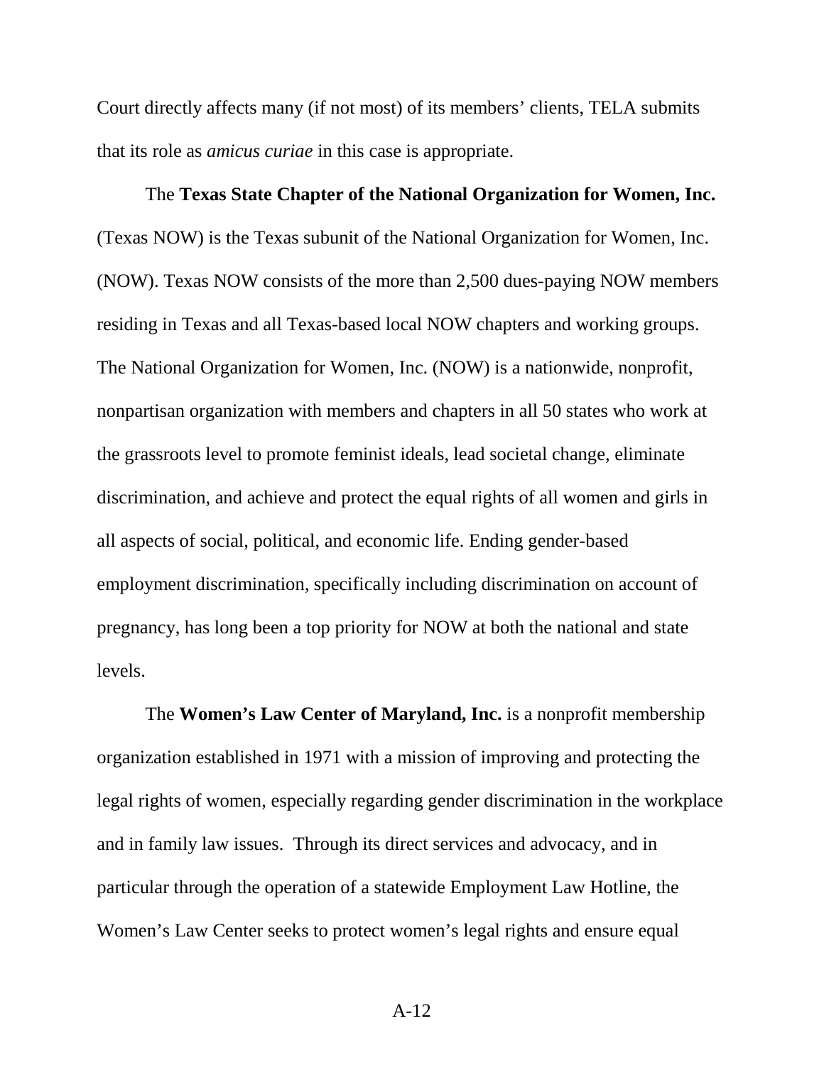Court directly affects many (if not most) of its members' clients, TELA submits that its role as *amicus curiae* in this case is appropriate.

The **Texas State Chapter of the National Organization for Women, Inc.** (Texas NOW) is the Texas subunit of the National Organization for Women, Inc. (NOW). Texas NOW consists of the more than 2,500 dues-paying NOW members residing in Texas and all Texas-based local NOW chapters and working groups. The National Organization for Women, Inc. (NOW) is a nationwide, nonprofit, nonpartisan organization with members and chapters in all 50 states who work at the grassroots level to promote feminist ideals, lead societal change, eliminate discrimination, and achieve and protect the equal rights of all women and girls in all aspects of social, political, and economic life. Ending gender-based employment discrimination, specifically including discrimination on account of pregnancy, has long been a top priority for NOW at both the national and state levels.

The **Women's Law Center of Maryland, Inc.** is a nonprofit membership organization established in 1971 with a mission of improving and protecting the legal rights of women, especially regarding gender discrimination in the workplace and in family law issues. Through its direct services and advocacy, and in particular through the operation of a statewide Employment Law Hotline, the Women's Law Center seeks to protect women's legal rights and ensure equal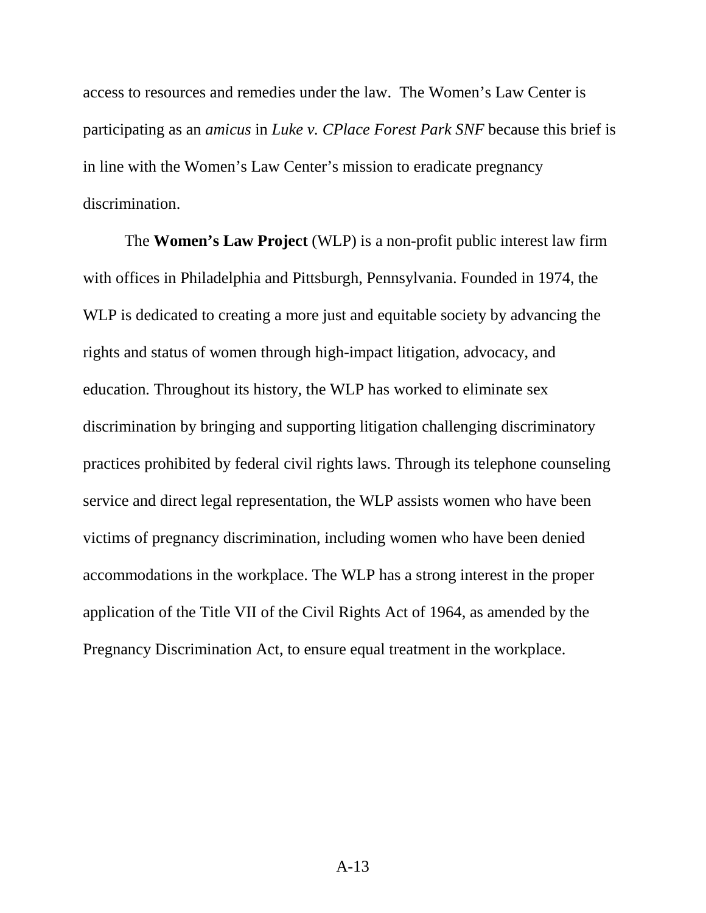access to resources and remedies under the law. The Women's Law Center is participating as an *amicus* in *Luke v. CPlace Forest Park SNF* because this brief is in line with the Women's Law Center's mission to eradicate pregnancy discrimination.

The **Women's Law Project** (WLP) is a non-profit public interest law firm with offices in Philadelphia and Pittsburgh, Pennsylvania. Founded in 1974, the WLP is dedicated to creating a more just and equitable society by advancing the rights and status of women through high-impact litigation, advocacy, and education. Throughout its history, the WLP has worked to eliminate sex discrimination by bringing and supporting litigation challenging discriminatory practices prohibited by federal civil rights laws. Through its telephone counseling service and direct legal representation, the WLP assists women who have been victims of pregnancy discrimination, including women who have been denied accommodations in the workplace. The WLP has a strong interest in the proper application of the Title VII of the Civil Rights Act of 1964, as amended by the Pregnancy Discrimination Act, to ensure equal treatment in the workplace.